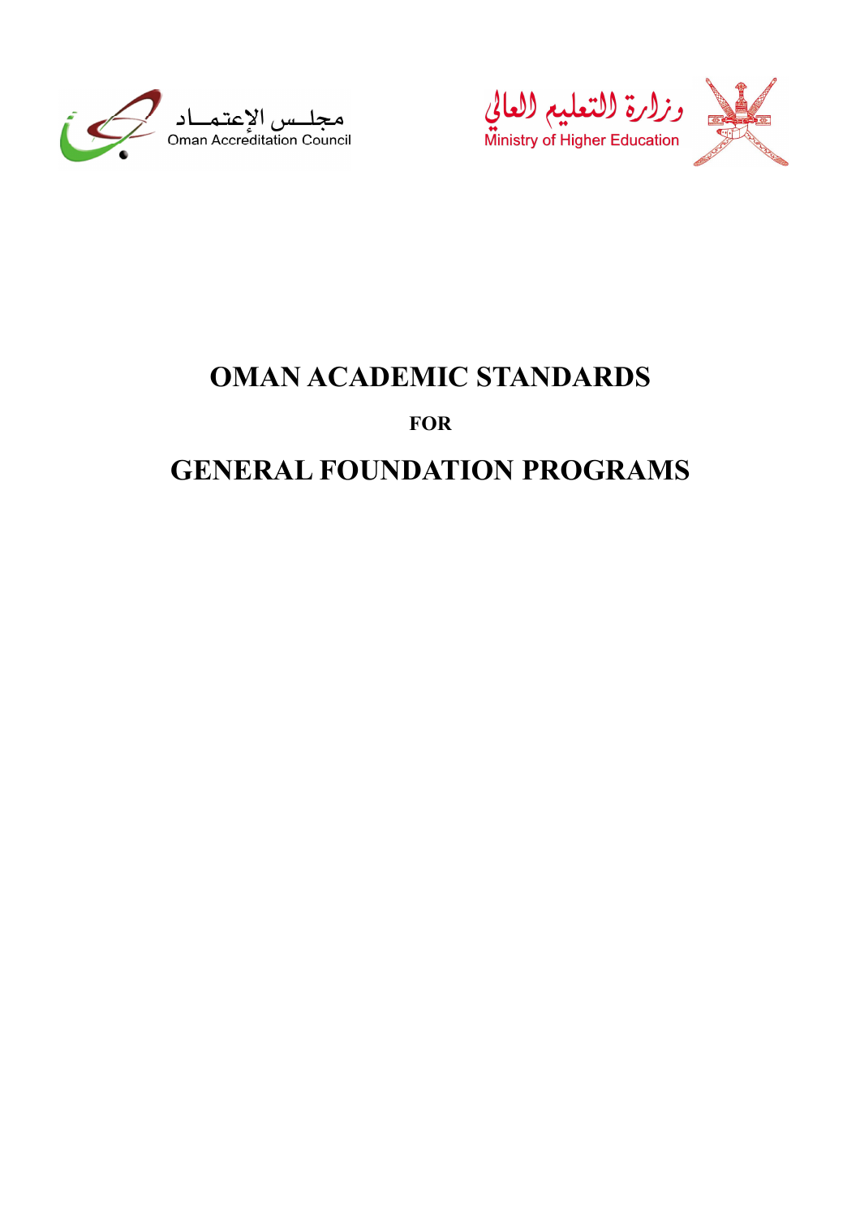مجلس الإعتماد
Oman Accreditation Council

وزارة التعليم العالي
Ministry of Higher Education

# OMAN ACADEMIC STANDARDS

**FOR**

# GENERAL FOUNDATION PROGRAMS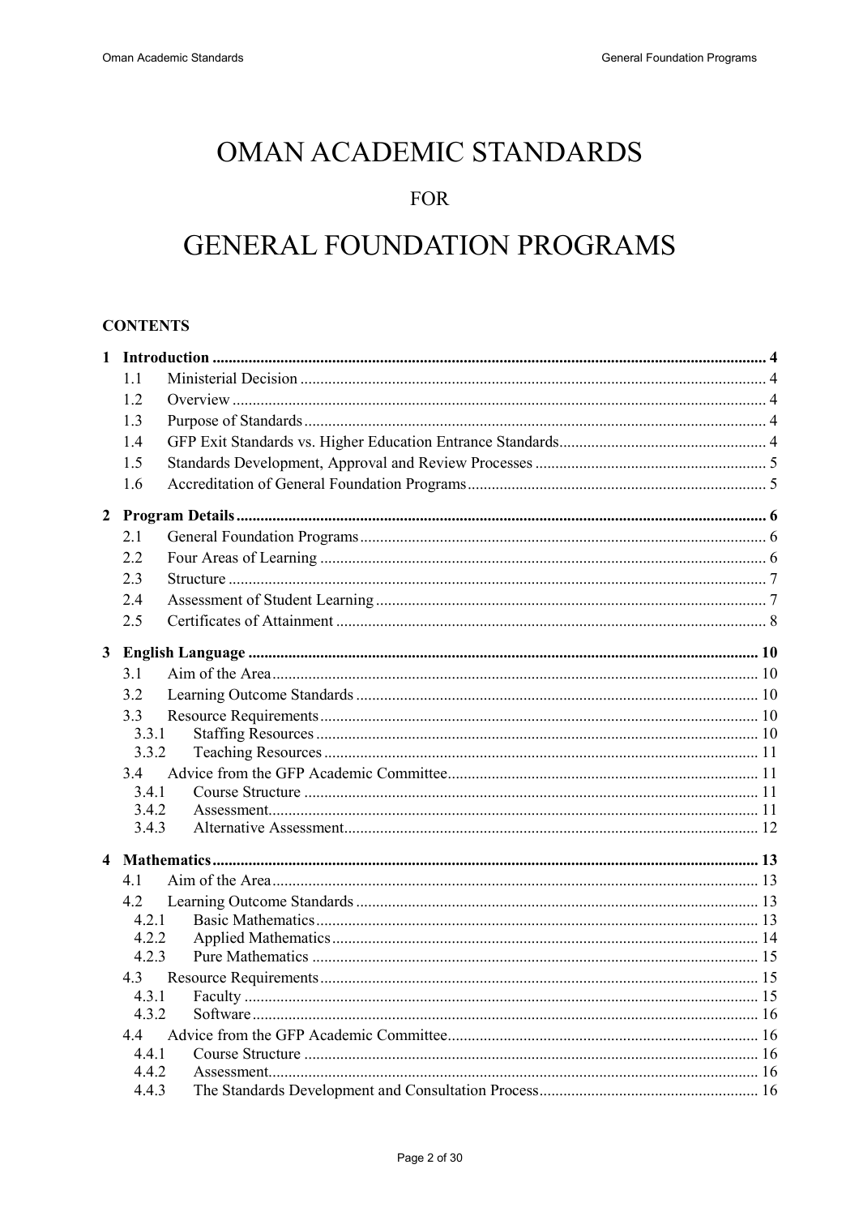# OMAN ACADEMIC STANDARDS

FOR

# GENERAL FOUNDATION PROGRAMS

## CONTENTS

**1 Introduction** .......... **4**

- 1.1 Ministerial Decision .......... 4
- 1.2 Overview .......... 4
- 1.3 Purpose of Standards .......... 4
- 1.4 GFP Exit Standards vs. Higher Education Entrance Standards .......... 4
- 1.5 Standards Development, Approval and Review Processes .......... 5
- 1.6 Accreditation of General Foundation Programs .......... 5

**2 Program Details** .......... **6**

- 2.1 General Foundation Programs .......... 6
- 2.2 Four Areas of Learning .......... 6
- 2.3 Structure .......... 7
- 2.4 Assessment of Student Learning .......... 7
- 2.5 Certificates of Attainment .......... 8

**3 English Language** .......... **10**

- 3.1 Aim of the Area .......... 10
- 3.2 Learning Outcome Standards .......... 10
- 3.3 Resource Requirements .......... 10
  - 3.3.1 Staffing Resources .......... 10
  - 3.3.2 Teaching Resources .......... 11
- 3.4 Advice from the GFP Academic Committee .......... 11
  - 3.4.1 Course Structure .......... 11
  - 3.4.2 Assessment .......... 11
  - 3.4.3 Alternative Assessment .......... 12

**4 Mathematics** .......... **13**

- 4.1 Aim of the Area .......... 13
- 4.2 Learning Outcome Standards .......... 13
  - 4.2.1 Basic Mathematics .......... 13
  - 4.2.2 Applied Mathematics .......... 14
  - 4.2.3 Pure Mathematics .......... 15
- 4.3 Resource Requirements .......... 15
  - 4.3.1 Faculty .......... 15
  - 4.3.2 Software .......... 16
- 4.4 Advice from the GFP Academic Committee .......... 16
  - 4.4.1 Course Structure .......... 16
  - 4.4.2 Assessment .......... 16
  - 4.4.3 The Standards Development and Consultation Process .......... 16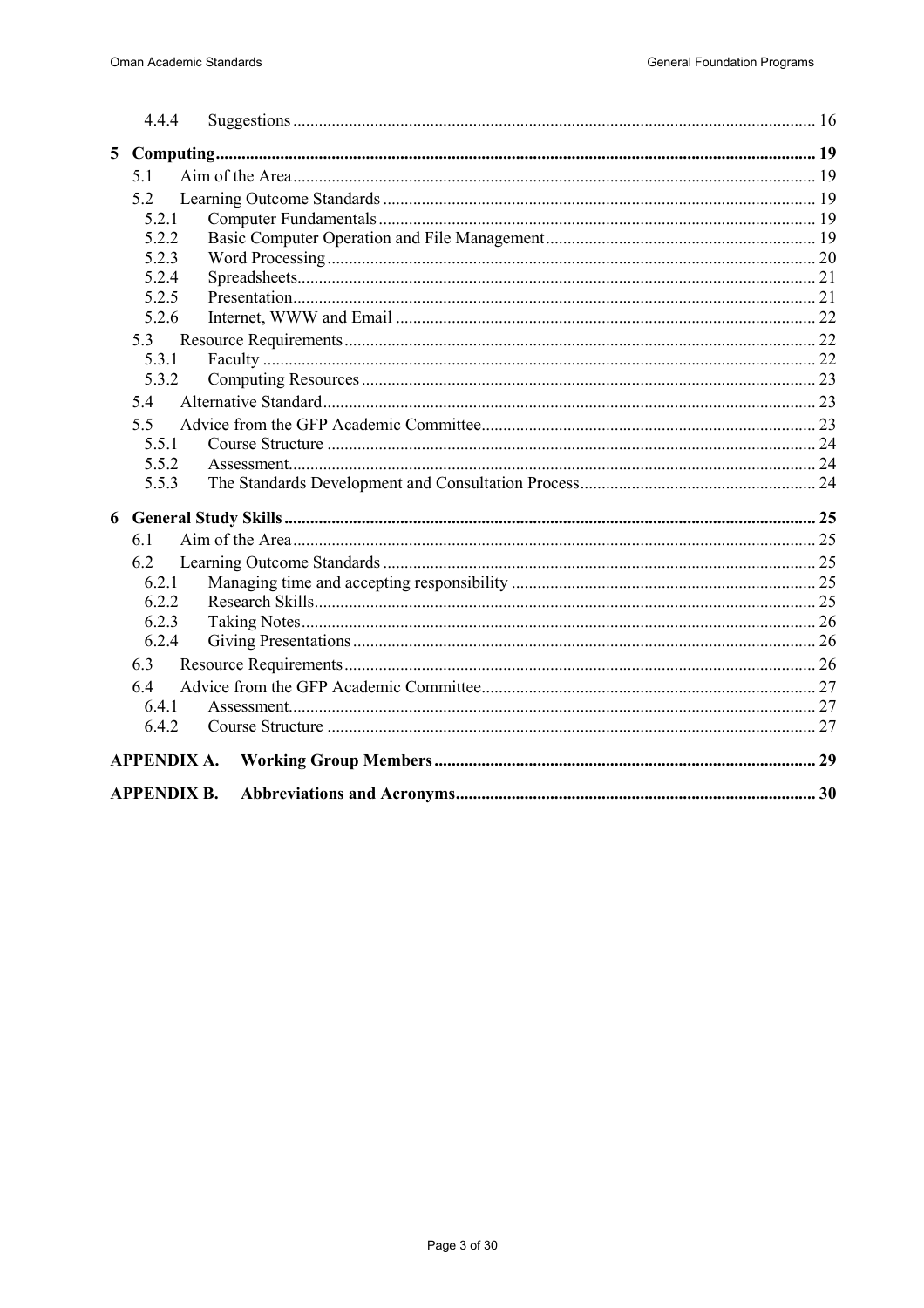4.4.4 Suggestions ........ 16

**5 Computing** ........ **19**

5.1 Aim of the Area ........ 19

5.2 Learning Outcome Standards ........ 19

5.2.1 Computer Fundamentals ........ 19

5.2.2 Basic Computer Operation and File Management ........ 19

5.2.3 Word Processing ........ 20

5.2.4 Spreadsheets ........ 21

5.2.5 Presentation ........ 21

5.2.6 Internet, WWW and Email ........ 22

5.3 Resource Requirements ........ 22

5.3.1 Faculty ........ 22

5.3.2 Computing Resources ........ 23

5.4 Alternative Standard ........ 23

5.5 Advice from the GFP Academic Committee ........ 23

5.5.1 Course Structure ........ 24

5.5.2 Assessment ........ 24

5.5.3 The Standards Development and Consultation Process ........ 24

**6 General Study Skills** ........ **25**

6.1 Aim of the Area ........ 25

6.2 Learning Outcome Standards ........ 25

6.2.1 Managing time and accepting responsibility ........ 25

6.2.2 Research Skills ........ 25

6.2.3 Taking Notes ........ 26

6.2.4 Giving Presentations ........ 26

6.3 Resource Requirements ........ 26

6.4 Advice from the GFP Academic Committee ........ 27

6.4.1 Assessment ........ 27

6.4.2 Course Structure ........ 27

**APPENDIX A. Working Group Members** ........ **29**

**APPENDIX B. Abbreviations and Acronyms** ........ **30**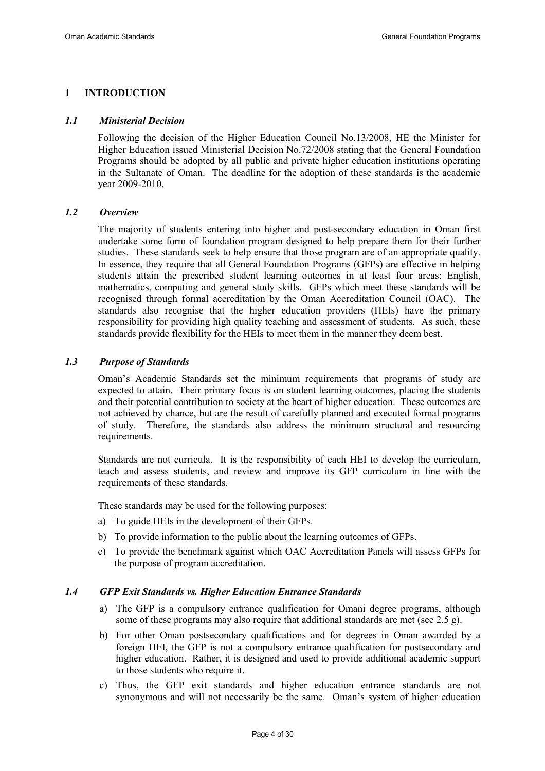# 1 INTRODUCTION

## *1.1 Ministerial Decision*

Following the decision of the Higher Education Council No.13/2008, HE the Minister for Higher Education issued Ministerial Decision No.72/2008 stating that the General Foundation Programs should be adopted by all public and private higher education institutions operating in the Sultanate of Oman. The deadline for the adoption of these standards is the academic year 2009-2010.

## *1.2 Overview*

The majority of students entering into higher and post-secondary education in Oman first undertake some form of foundation program designed to help prepare them for their further studies. These standards seek to help ensure that those program are of an appropriate quality. In essence, they require that all General Foundation Programs (GFPs) are effective in helping students attain the prescribed student learning outcomes in at least four areas: English, mathematics, computing and general study skills. GFPs which meet these standards will be recognised through formal accreditation by the Oman Accreditation Council (OAC). The standards also recognise that the higher education providers (HEIs) have the primary responsibility for providing high quality teaching and assessment of students. As such, these standards provide flexibility for the HEIs to meet them in the manner they deem best.

## *1.3 Purpose of Standards*

Oman's Academic Standards set the minimum requirements that programs of study are expected to attain. Their primary focus is on student learning outcomes, placing the students and their potential contribution to society at the heart of higher education. These outcomes are not achieved by chance, but are the result of carefully planned and executed formal programs of study. Therefore, the standards also address the minimum structural and resourcing requirements.

Standards are not curricula. It is the responsibility of each HEI to develop the curriculum, teach and assess students, and review and improve its GFP curriculum in line with the requirements of these standards.

These standards may be used for the following purposes:

a) To guide HEIs in the development of their GFPs.
b) To provide information to the public about the learning outcomes of GFPs.
c) To provide the benchmark against which OAC Accreditation Panels will assess GFPs for the purpose of program accreditation.

## *1.4 GFP Exit Standards vs. Higher Education Entrance Standards*

a) The GFP is a compulsory entrance qualification for Omani degree programs, although some of these programs may also require that additional standards are met (see 2.5 g).
b) For other Oman postsecondary qualifications and for degrees in Oman awarded by a foreign HEI, the GFP is not a compulsory entrance qualification for postsecondary and higher education. Rather, it is designed and used to provide additional academic support to those students who require it.
c) Thus, the GFP exit standards and higher education entrance standards are not synonymous and will not necessarily be the same. Oman's system of higher education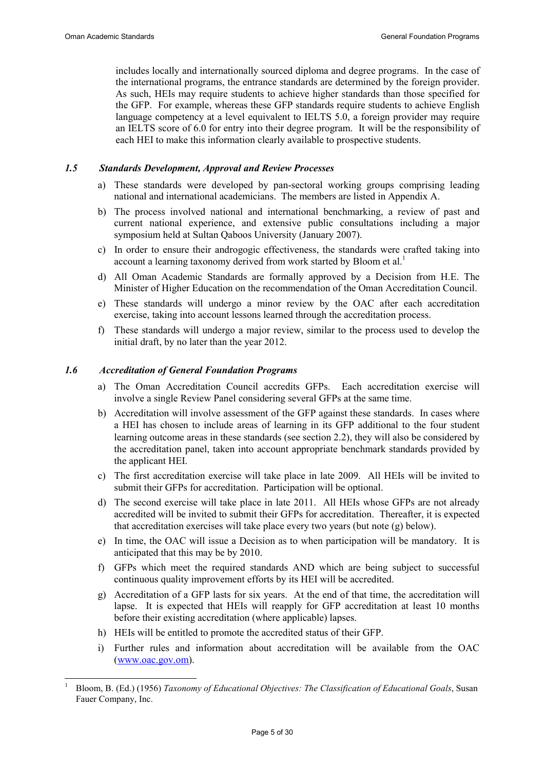includes locally and internationally sourced diploma and degree programs. In the case of the international programs, the entrance standards are determined by the foreign provider. As such, HEIs may require students to achieve higher standards than those specified for the GFP. For example, whereas these GFP standards require students to achieve English language competency at a level equivalent to IELTS 5.0, a foreign provider may require an IELTS score of 6.0 for entry into their degree program. It will be the responsibility of each HEI to make this information clearly available to prospective students.

### *1.5 Standards Development, Approval and Review Processes*

a) These standards were developed by pan-sectoral working groups comprising leading national and international academicians. The members are listed in Appendix A.

b) The process involved national and international benchmarking, a review of past and current national experience, and extensive public consultations including a major symposium held at Sultan Qaboos University (January 2007).

c) In order to ensure their androgogic effectiveness, the standards were crafted taking into account a learning taxonomy derived from work started by Bloom et al.[1]

d) All Oman Academic Standards are formally approved by a Decision from H.E. The Minister of Higher Education on the recommendation of the Oman Accreditation Council.

e) These standards will undergo a minor review by the OAC after each accreditation exercise, taking into account lessons learned through the accreditation process.

f) These standards will undergo a major review, similar to the process used to develop the initial draft, by no later than the year 2012.

### *1.6 Accreditation of General Foundation Programs*

a) The Oman Accreditation Council accredits GFPs. Each accreditation exercise will involve a single Review Panel considering several GFPs at the same time.

b) Accreditation will involve assessment of the GFP against these standards. In cases where a HEI has chosen to include areas of learning in its GFP additional to the four student learning outcome areas in these standards (see section 2.2), they will also be considered by the accreditation panel, taken into account appropriate benchmark standards provided by the applicant HEI.

c) The first accreditation exercise will take place in late 2009. All HEIs will be invited to submit their GFPs for accreditation. Participation will be optional.

d) The second exercise will take place in late 2011. All HEIs whose GFPs are not already accredited will be invited to submit their GFPs for accreditation. Thereafter, it is expected that accreditation exercises will take place every two years (but note (g) below).

e) In time, the OAC will issue a Decision as to when participation will be mandatory. It is anticipated that this may be by 2010.

f) GFPs which meet the required standards AND which are being subject to successful continuous quality improvement efforts by its HEI will be accredited.

g) Accreditation of a GFP lasts for six years. At the end of that time, the accreditation will lapse. It is expected that HEIs will reapply for GFP accreditation at least 10 months before their existing accreditation (where applicable) lapses.

h) HEIs will be entitled to promote the accredited status of their GFP.

i) Further rules and information about accreditation will be available from the OAC (www.oac.gov.om).

---

[1] Bloom, B. (Ed.) (1956) *Taxonomy of Educational Objectives: The Classification of Educational Goals*, Susan Fauer Company, Inc.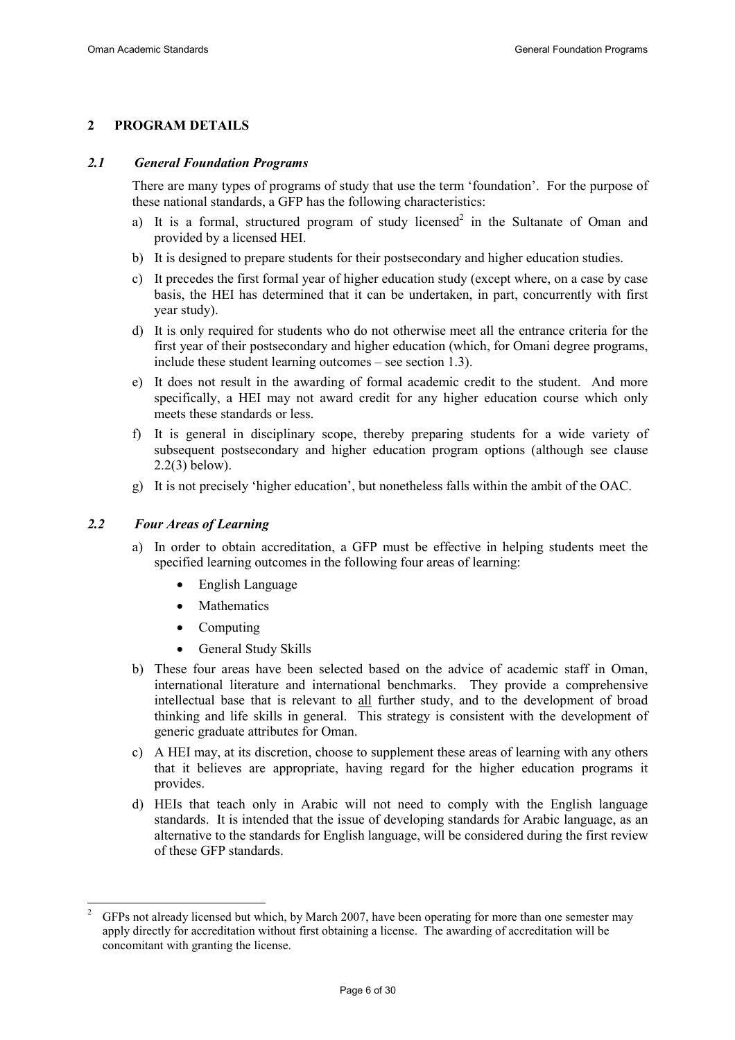## 2 PROGRAM DETAILS

### *2.1 General Foundation Programs*

There are many types of programs of study that use the term 'foundation'. For the purpose of these national standards, a GFP has the following characteristics:

a) It is a formal, structured program of study licensed[2] in the Sultanate of Oman and provided by a licensed HEI.

b) It is designed to prepare students for their postsecondary and higher education studies.

c) It precedes the first formal year of higher education study (except where, on a case by case basis, the HEI has determined that it can be undertaken, in part, concurrently with first year study).

d) It is only required for students who do not otherwise meet all the entrance criteria for the first year of their postsecondary and higher education (which, for Omani degree programs, include these student learning outcomes – see section 1.3).

e) It does not result in the awarding of formal academic credit to the student. And more specifically, a HEI may not award credit for any higher education course which only meets these standards or less.

f) It is general in disciplinary scope, thereby preparing students for a wide variety of subsequent postsecondary and higher education program options (although see clause 2.2(3) below).

g) It is not precisely 'higher education', but nonetheless falls within the ambit of the OAC.

### *2.2 Four Areas of Learning*

a) In order to obtain accreditation, a GFP must be effective in helping students meet the specified learning outcomes in the following four areas of learning:

- English Language
- Mathematics
- Computing
- General Study Skills

b) These four areas have been selected based on the advice of academic staff in Oman, international literature and international benchmarks. They provide a comprehensive intellectual base that is relevant to <u>all</u> further study, and to the development of broad thinking and life skills in general. This strategy is consistent with the development of generic graduate attributes for Oman.

c) A HEI may, at its discretion, choose to supplement these areas of learning with any others that it believes are appropriate, having regard for the higher education programs it provides.

d) HEIs that teach only in Arabic will not need to comply with the English language standards. It is intended that the issue of developing standards for Arabic language, as an alternative to the standards for English language, will be considered during the first review of these GFP standards.

---

[2] GFPs not already licensed but which, by March 2007, have been operating for more than one semester may apply directly for accreditation without first obtaining a license. The awarding of accreditation will be concomitant with granting the license.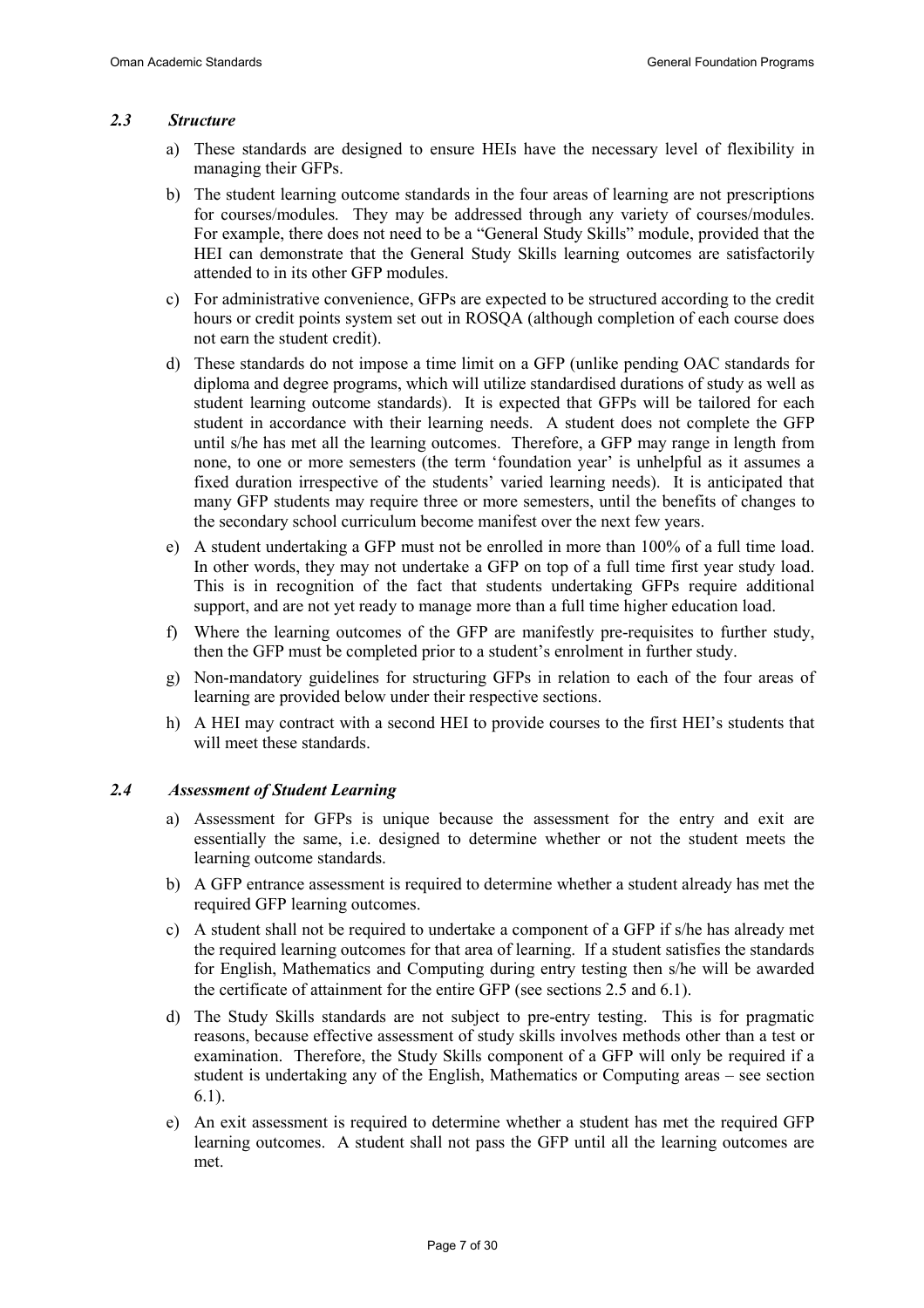### *2.3 Structure*

a) These standards are designed to ensure HEIs have the necessary level of flexibility in managing their GFPs.

b) The student learning outcome standards in the four areas of learning are not prescriptions for courses/modules. They may be addressed through any variety of courses/modules. For example, there does not need to be a "General Study Skills" module, provided that the HEI can demonstrate that the General Study Skills learning outcomes are satisfactorily attended to in its other GFP modules.

c) For administrative convenience, GFPs are expected to be structured according to the credit hours or credit points system set out in ROSQA (although completion of each course does not earn the student credit).

d) These standards do not impose a time limit on a GFP (unlike pending OAC standards for diploma and degree programs, which will utilize standardised durations of study as well as student learning outcome standards). It is expected that GFPs will be tailored for each student in accordance with their learning needs. A student does not complete the GFP until s/he has met all the learning outcomes. Therefore, a GFP may range in length from none, to one or more semesters (the term 'foundation year' is unhelpful as it assumes a fixed duration irrespective of the students' varied learning needs). It is anticipated that many GFP students may require three or more semesters, until the benefits of changes to the secondary school curriculum become manifest over the next few years.

e) A student undertaking a GFP must not be enrolled in more than 100% of a full time load. In other words, they may not undertake a GFP on top of a full time first year study load. This is in recognition of the fact that students undertaking GFPs require additional support, and are not yet ready to manage more than a full time higher education load.

f) Where the learning outcomes of the GFP are manifestly pre-requisites to further study, then the GFP must be completed prior to a student's enrolment in further study.

g) Non-mandatory guidelines for structuring GFPs in relation to each of the four areas of learning are provided below under their respective sections.

h) A HEI may contract with a second HEI to provide courses to the first HEI's students that will meet these standards.

### *2.4 Assessment of Student Learning*

a) Assessment for GFPs is unique because the assessment for the entry and exit are essentially the same, i.e. designed to determine whether or not the student meets the learning outcome standards.

b) A GFP entrance assessment is required to determine whether a student already has met the required GFP learning outcomes.

c) A student shall not be required to undertake a component of a GFP if s/he has already met the required learning outcomes for that area of learning. If a student satisfies the standards for English, Mathematics and Computing during entry testing then s/he will be awarded the certificate of attainment for the entire GFP (see sections 2.5 and 6.1).

d) The Study Skills standards are not subject to pre-entry testing. This is for pragmatic reasons, because effective assessment of study skills involves methods other than a test or examination. Therefore, the Study Skills component of a GFP will only be required if a student is undertaking any of the English, Mathematics or Computing areas – see section 6.1).

e) An exit assessment is required to determine whether a student has met the required GFP learning outcomes. A student shall not pass the GFP until all the learning outcomes are met.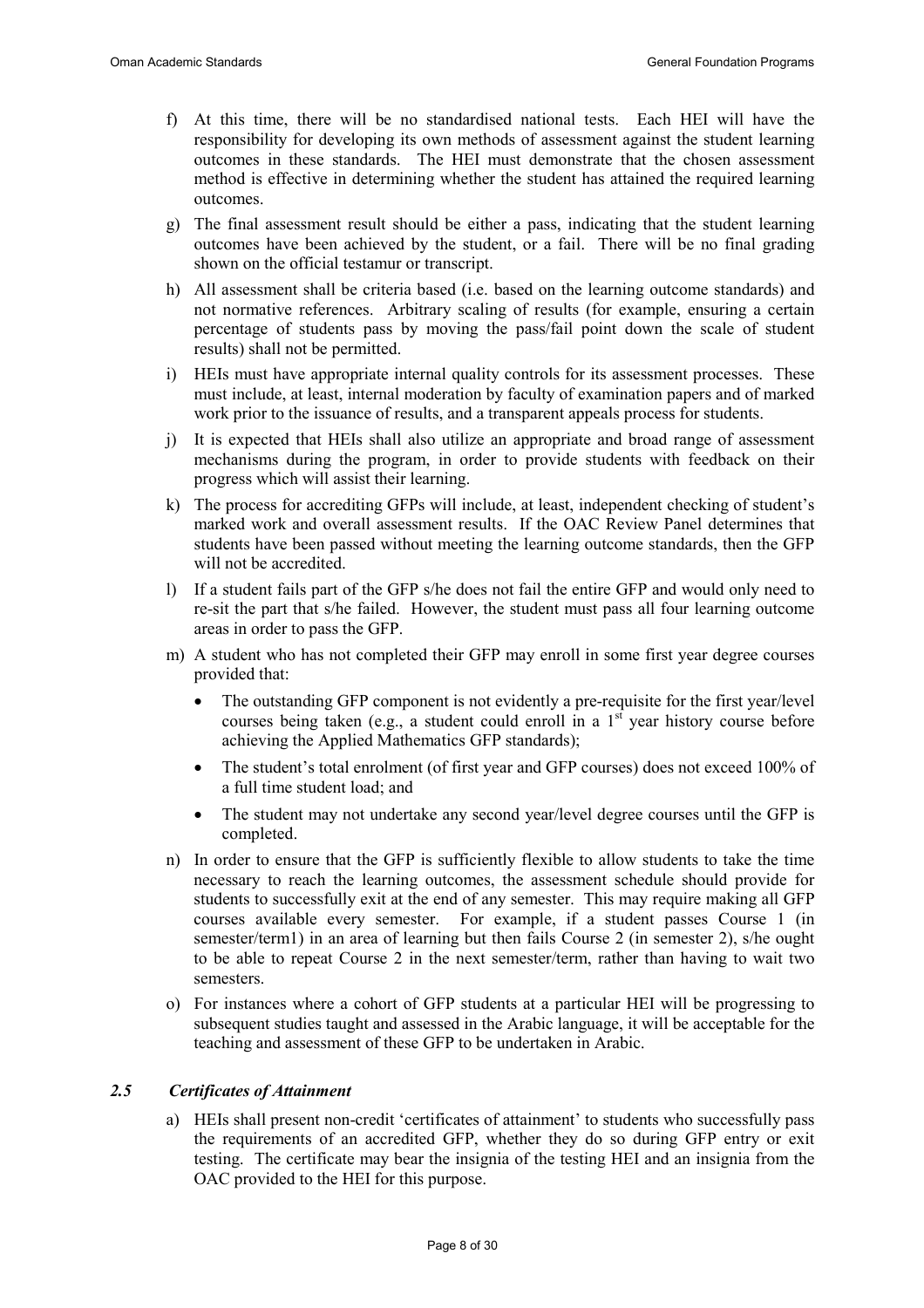f) At this time, there will be no standardised national tests. Each HEI will have the responsibility for developing its own methods of assessment against the student learning outcomes in these standards. The HEI must demonstrate that the chosen assessment method is effective in determining whether the student has attained the required learning outcomes.

g) The final assessment result should be either a pass, indicating that the student learning outcomes have been achieved by the student, or a fail. There will be no final grading shown on the official testamur or transcript.

h) All assessment shall be criteria based (i.e. based on the learning outcome standards) and not normative references. Arbitrary scaling of results (for example, ensuring a certain percentage of students pass by moving the pass/fail point down the scale of student results) shall not be permitted.

i) HEIs must have appropriate internal quality controls for its assessment processes. These must include, at least, internal moderation by faculty of examination papers and of marked work prior to the issuance of results, and a transparent appeals process for students.

j) It is expected that HEIs shall also utilize an appropriate and broad range of assessment mechanisms during the program, in order to provide students with feedback on their progress which will assist their learning.

k) The process for accrediting GFPs will include, at least, independent checking of student's marked work and overall assessment results. If the OAC Review Panel determines that students have been passed without meeting the learning outcome standards, then the GFP will not be accredited.

l) If a student fails part of the GFP s/he does not fail the entire GFP and would only need to re-sit the part that s/he failed. However, the student must pass all four learning outcome areas in order to pass the GFP.

m) A student who has not completed their GFP may enroll in some first year degree courses provided that:

   - The outstanding GFP component is not evidently a pre-requisite for the first year/level courses being taken (e.g., a student could enroll in a 1st year history course before achieving the Applied Mathematics GFP standards);
   - The student's total enrolment (of first year and GFP courses) does not exceed 100% of a full time student load; and
   - The student may not undertake any second year/level degree courses until the GFP is completed.

n) In order to ensure that the GFP is sufficiently flexible to allow students to take the time necessary to reach the learning outcomes, the assessment schedule should provide for students to successfully exit at the end of any semester. This may require making all GFP courses available every semester. For example, if a student passes Course 1 (in semester/term1) in an area of learning but then fails Course 2 (in semester 2), s/he ought to be able to repeat Course 2 in the next semester/term, rather than having to wait two semesters.

o) For instances where a cohort of GFP students at a particular HEI will be progressing to subsequent studies taught and assessed in the Arabic language, it will be acceptable for the teaching and assessment of these GFP to be undertaken in Arabic.

## *2.5 Certificates of Attainment*

a) HEIs shall present non-credit 'certificates of attainment' to students who successfully pass the requirements of an accredited GFP, whether they do so during GFP entry or exit testing. The certificate may bear the insignia of the testing HEI and an insignia from the OAC provided to the HEI for this purpose.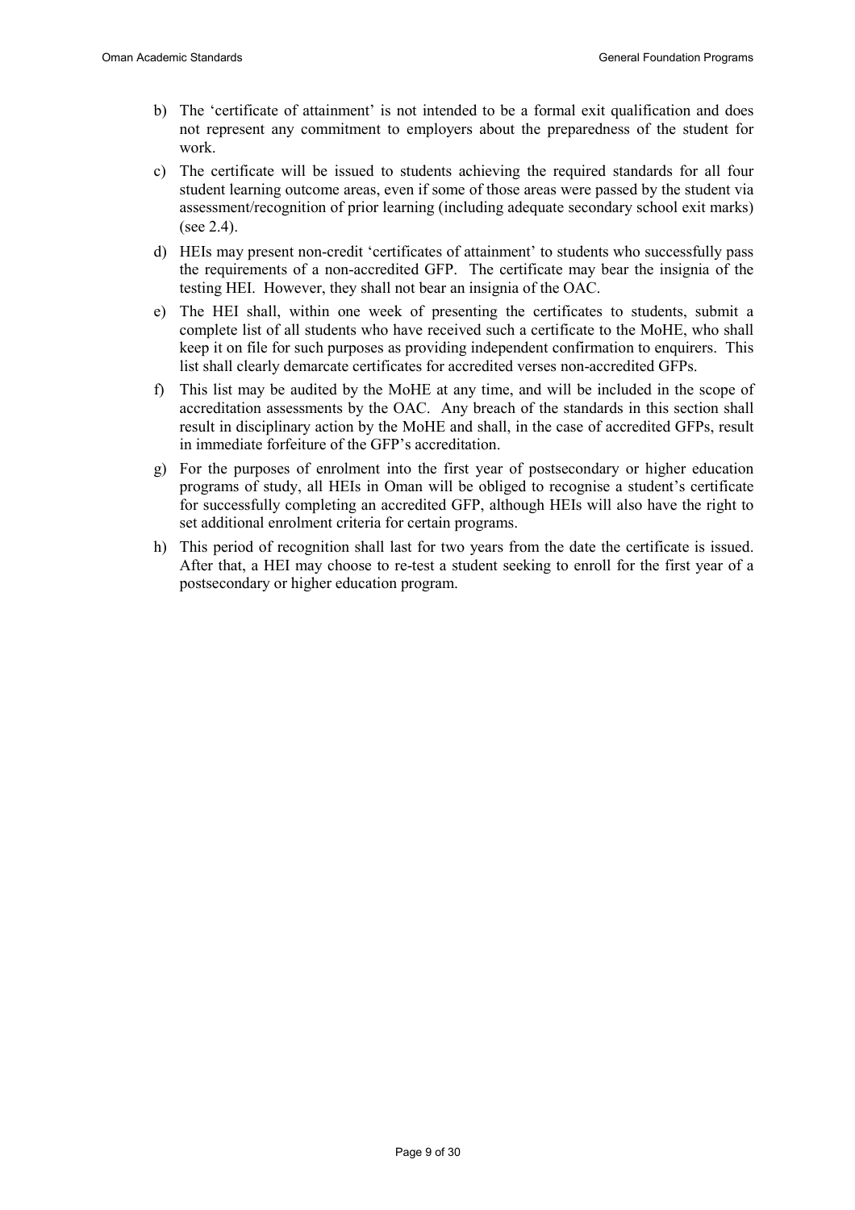b) The 'certificate of attainment' is not intended to be a formal exit qualification and does not represent any commitment to employers about the preparedness of the student for work.

c) The certificate will be issued to students achieving the required standards for all four student learning outcome areas, even if some of those areas were passed by the student via assessment/recognition of prior learning (including adequate secondary school exit marks) (see 2.4).

d) HEIs may present non-credit 'certificates of attainment' to students who successfully pass the requirements of a non-accredited GFP. The certificate may bear the insignia of the testing HEI. However, they shall not bear an insignia of the OAC.

e) The HEI shall, within one week of presenting the certificates to students, submit a complete list of all students who have received such a certificate to the MoHE, who shall keep it on file for such purposes as providing independent confirmation to enquirers. This list shall clearly demarcate certificates for accredited verses non-accredited GFPs.

f) This list may be audited by the MoHE at any time, and will be included in the scope of accreditation assessments by the OAC. Any breach of the standards in this section shall result in disciplinary action by the MoHE and shall, in the case of accredited GFPs, result in immediate forfeiture of the GFP's accreditation.

g) For the purposes of enrolment into the first year of postsecondary or higher education programs of study, all HEIs in Oman will be obliged to recognise a student's certificate for successfully completing an accredited GFP, although HEIs will also have the right to set additional enrolment criteria for certain programs.

h) This period of recognition shall last for two years from the date the certificate is issued. After that, a HEI may choose to re-test a student seeking to enroll for the first year of a postsecondary or higher education program.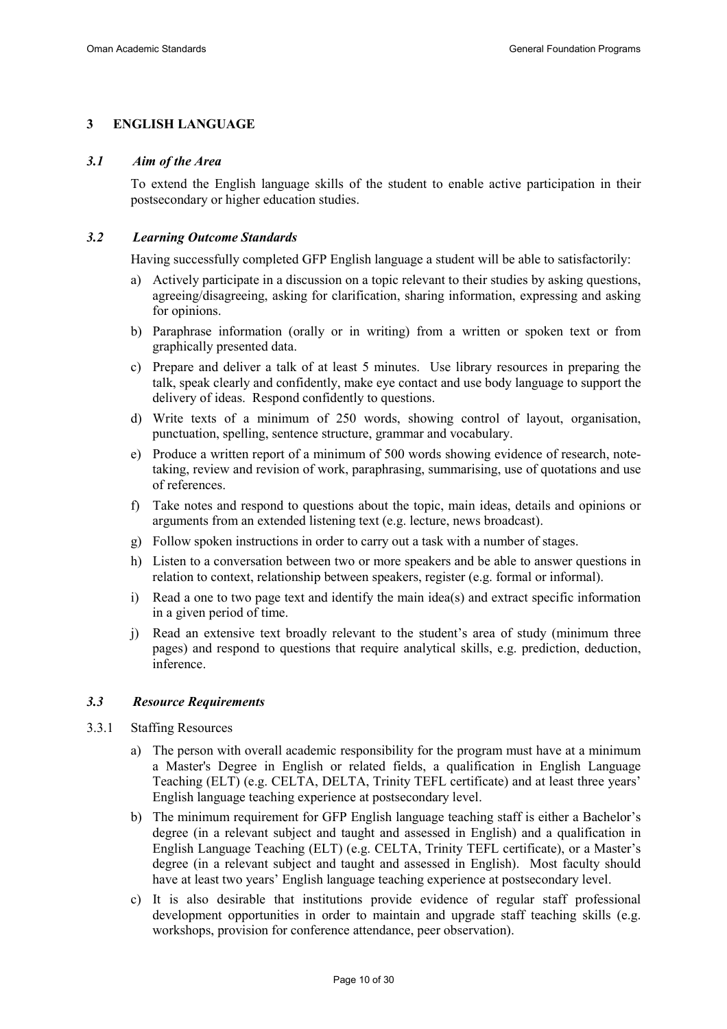## 3 ENGLISH LANGUAGE

### *3.1 Aim of the Area*

To extend the English language skills of the student to enable active participation in their postsecondary or higher education studies.

### *3.2 Learning Outcome Standards*

Having successfully completed GFP English language a student will be able to satisfactorily:

a) Actively participate in a discussion on a topic relevant to their studies by asking questions, agreeing/disagreeing, asking for clarification, sharing information, expressing and asking for opinions.

b) Paraphrase information (orally or in writing) from a written or spoken text or from graphically presented data.

c) Prepare and deliver a talk of at least 5 minutes. Use library resources in preparing the talk, speak clearly and confidently, make eye contact and use body language to support the delivery of ideas. Respond confidently to questions.

d) Write texts of a minimum of 250 words, showing control of layout, organisation, punctuation, spelling, sentence structure, grammar and vocabulary.

e) Produce a written report of a minimum of 500 words showing evidence of research, note-taking, review and revision of work, paraphrasing, summarising, use of quotations and use of references.

f) Take notes and respond to questions about the topic, main ideas, details and opinions or arguments from an extended listening text (e.g. lecture, news broadcast).

g) Follow spoken instructions in order to carry out a task with a number of stages.

h) Listen to a conversation between two or more speakers and be able to answer questions in relation to context, relationship between speakers, register (e.g. formal or informal).

i) Read a one to two page text and identify the main idea(s) and extract specific information in a given period of time.

j) Read an extensive text broadly relevant to the student's area of study (minimum three pages) and respond to questions that require analytical skills, e.g. prediction, deduction, inference.

### *3.3 Resource Requirements*

3.3.1 Staffing Resources

a) The person with overall academic responsibility for the program must have at a minimum a Master's Degree in English or related fields, a qualification in English Language Teaching (ELT) (e.g. CELTA, DELTA, Trinity TEFL certificate) and at least three years' English language teaching experience at postsecondary level.

b) The minimum requirement for GFP English language teaching staff is either a Bachelor's degree (in a relevant subject and taught and assessed in English) and a qualification in English Language Teaching (ELT) (e.g. CELTA, Trinity TEFL certificate), or a Master's degree (in a relevant subject and taught and assessed in English). Most faculty should have at least two years' English language teaching experience at postsecondary level.

c) It is also desirable that institutions provide evidence of regular staff professional development opportunities in order to maintain and upgrade staff teaching skills (e.g. workshops, provision for conference attendance, peer observation).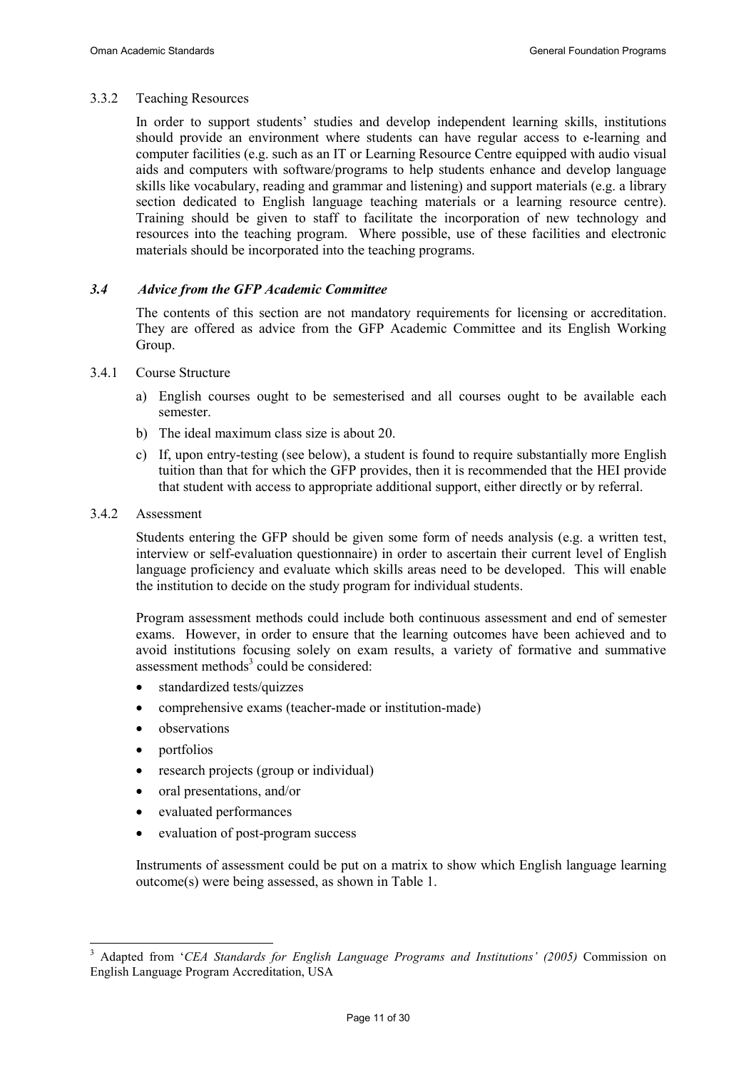#### 3.3.2 Teaching Resources

In order to support students' studies and develop independent learning skills, institutions should provide an environment where students can have regular access to e-learning and computer facilities (e.g. such as an IT or Learning Resource Centre equipped with audio visual aids and computers with software/programs to help students enhance and develop language skills like vocabulary, reading and grammar and listening) and support materials (e.g. a library section dedicated to English language teaching materials or a learning resource centre). Training should be given to staff to facilitate the incorporation of new technology and resources into the teaching program. Where possible, use of these facilities and electronic materials should be incorporated into the teaching programs.

### *3.4 Advice from the GFP Academic Committee*

The contents of this section are not mandatory requirements for licensing or accreditation. They are offered as advice from the GFP Academic Committee and its English Working Group.

#### 3.4.1 Course Structure

a) English courses ought to be semesterised and all courses ought to be available each semester.

b) The ideal maximum class size is about 20.

c) If, upon entry-testing (see below), a student is found to require substantially more English tuition than that for which the GFP provides, then it is recommended that the HEI provide that student with access to appropriate additional support, either directly or by referral.

#### 3.4.2 Assessment

Students entering the GFP should be given some form of needs analysis (e.g. a written test, interview or self-evaluation questionnaire) in order to ascertain their current level of English language proficiency and evaluate which skills areas need to be developed. This will enable the institution to decide on the study program for individual students.

Program assessment methods could include both continuous assessment and end of semester exams. However, in order to ensure that the learning outcomes have been achieved and to avoid institutions focusing solely on exam results, a variety of formative and summative assessment methods[3] could be considered:

- standardized tests/quizzes
- comprehensive exams (teacher-made or institution-made)
- observations
- portfolios
- research projects (group or individual)
- oral presentations, and/or
- evaluated performances
- evaluation of post-program success

Instruments of assessment could be put on a matrix to show which English language learning outcome(s) were being assessed, as shown in Table 1.

---

[3] Adapted from '*CEA Standards for English Language Programs and Institutions' (2005)* Commission on English Language Program Accreditation, USA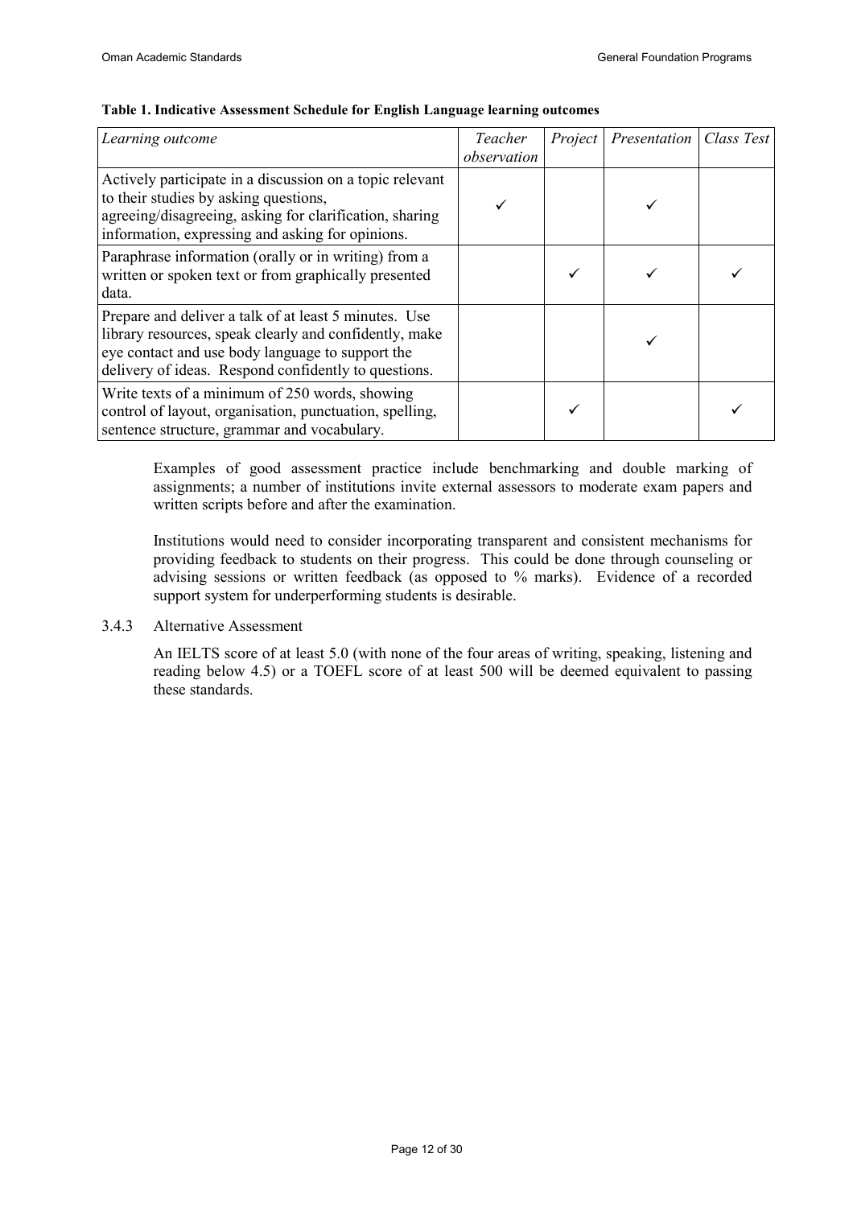**Table 1. Indicative Assessment Schedule for English Language learning outcomes**

| *Learning outcome* | *Teacher observation* | *Project* | *Presentation* | *Class Test* |
|---|---|---|---|---|
| Actively participate in a discussion on a topic relevant to their studies by asking questions, agreeing/disagreeing, asking for clarification, sharing information, expressing and asking for opinions. | ✓ | | ✓ | |
| Paraphrase information (orally or in writing) from a written or spoken text or from graphically presented data. | | ✓ | ✓ | ✓ |
| Prepare and deliver a talk of at least 5 minutes. Use library resources, speak clearly and confidently, make eye contact and use body language to support the delivery of ideas. Respond confidently to questions. | | | ✓ | |
| Write texts of a minimum of 250 words, showing control of layout, organisation, punctuation, spelling, sentence structure, grammar and vocabulary. | | ✓ | | ✓ |

Examples of good assessment practice include benchmarking and double marking of assignments; a number of institutions invite external assessors to moderate exam papers and written scripts before and after the examination.

Institutions would need to consider incorporating transparent and consistent mechanisms for providing feedback to students on their progress. This could be done through counseling or advising sessions or written feedback (as opposed to % marks). Evidence of a recorded support system for underperforming students is desirable.

### 3.4.3 Alternative Assessment

An IELTS score of at least 5.0 (with none of the four areas of writing, speaking, listening and reading below 4.5) or a TOEFL score of at least 500 will be deemed equivalent to passing these standards.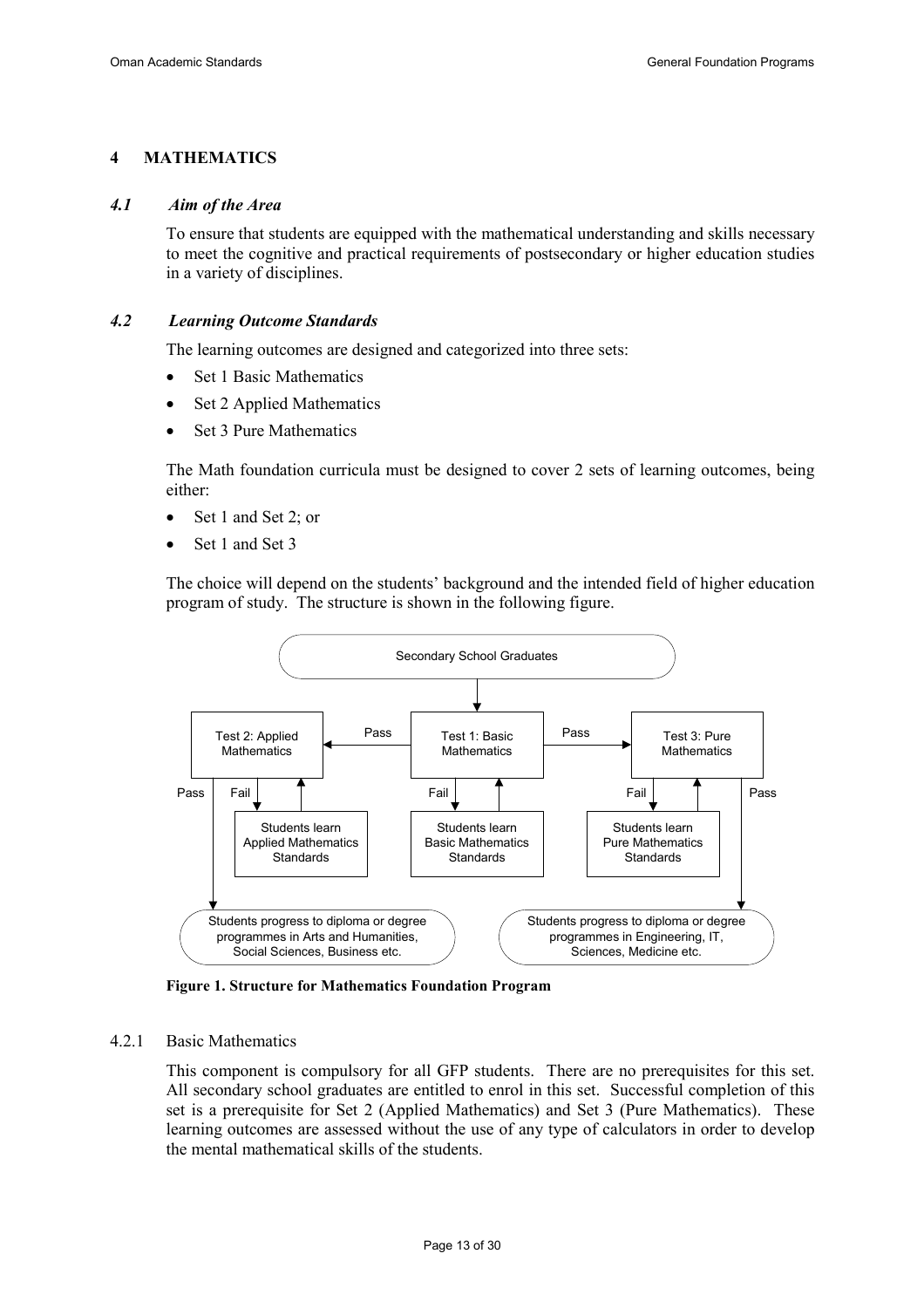## 4 MATHEMATICS

### *4.1 Aim of the Area*

To ensure that students are equipped with the mathematical understanding and skills necessary to meet the cognitive and practical requirements of postsecondary or higher education studies in a variety of disciplines.

### *4.2 Learning Outcome Standards*

The learning outcomes are designed and categorized into three sets:

- Set 1 Basic Mathematics
- Set 2 Applied Mathematics
- Set 3 Pure Mathematics

The Math foundation curricula must be designed to cover 2 sets of learning outcomes, being either:

- Set 1 and Set 2; or
- Set 1 and Set 3

The choice will depend on the students' background and the intended field of higher education program of study. The structure is shown in the following figure.

**Figure 1. Structure for Mathematics Foundation Program**

#### 4.2.1 Basic Mathematics

This component is compulsory for all GFP students. There are no prerequisites for this set. All secondary school graduates are entitled to enrol in this set. Successful completion of this set is a prerequisite for Set 2 (Applied Mathematics) and Set 3 (Pure Mathematics). These learning outcomes are assessed without the use of any type of calculators in order to develop the mental mathematical skills of the students.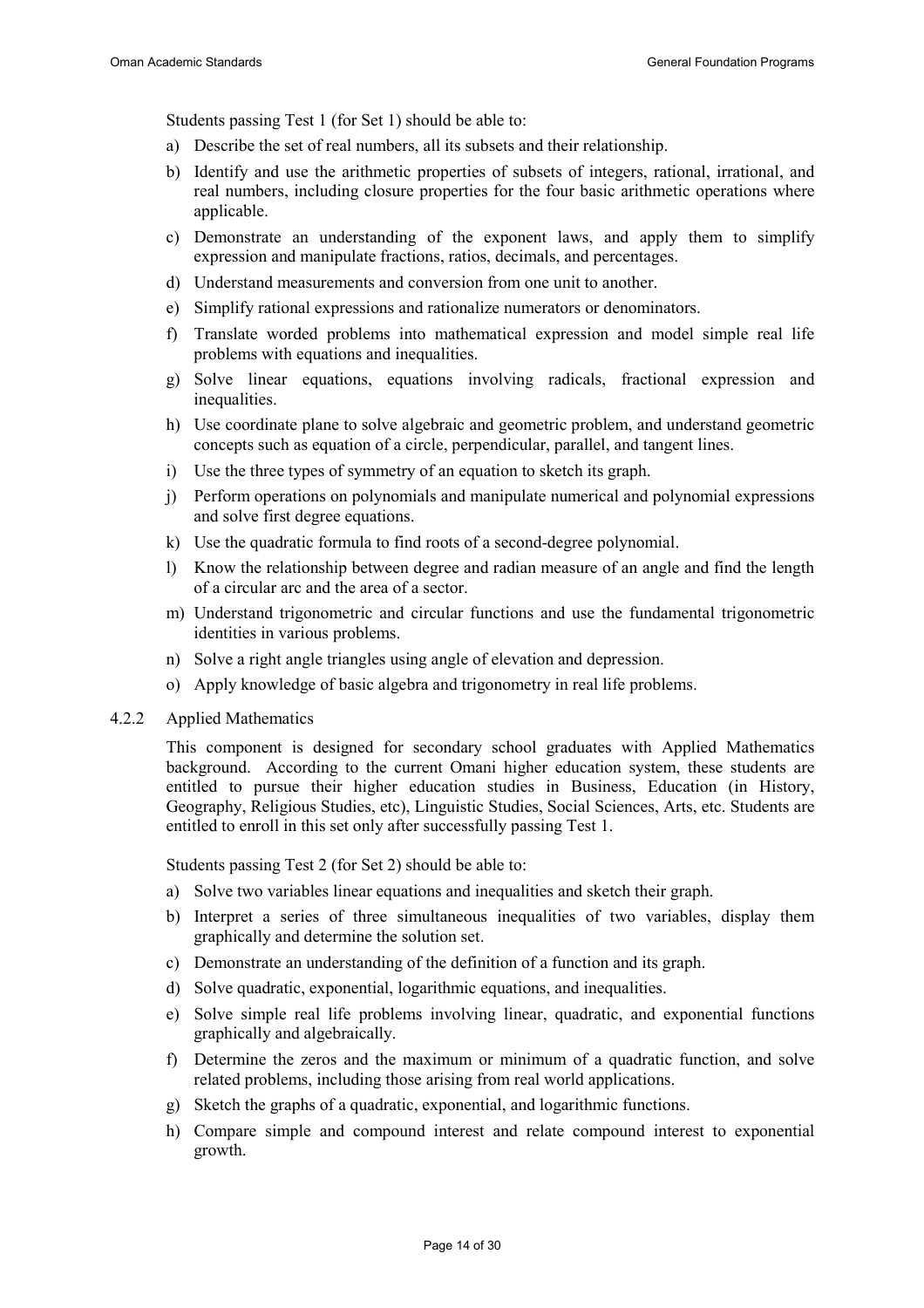Students passing Test 1 (for Set 1) should be able to:

a) Describe the set of real numbers, all its subsets and their relationship.
b) Identify and use the arithmetic properties of subsets of integers, rational, irrational, and real numbers, including closure properties for the four basic arithmetic operations where applicable.
c) Demonstrate an understanding of the exponent laws, and apply them to simplify expression and manipulate fractions, ratios, decimals, and percentages.
d) Understand measurements and conversion from one unit to another.
e) Simplify rational expressions and rationalize numerators or denominators.
f) Translate worded problems into mathematical expression and model simple real life problems with equations and inequalities.
g) Solve linear equations, equations involving radicals, fractional expression and inequalities.
h) Use coordinate plane to solve algebraic and geometric problem, and understand geometric concepts such as equation of a circle, perpendicular, parallel, and tangent lines.
i) Use the three types of symmetry of an equation to sketch its graph.
j) Perform operations on polynomials and manipulate numerical and polynomial expressions and solve first degree equations.
k) Use the quadratic formula to find roots of a second-degree polynomial.
l) Know the relationship between degree and radian measure of an angle and find the length of a circular arc and the area of a sector.
m) Understand trigonometric and circular functions and use the fundamental trigonometric identities in various problems.
n) Solve a right angle triangles using angle of elevation and depression.
o) Apply knowledge of basic algebra and trigonometry in real life problems.

### 4.2.2 Applied Mathematics

This component is designed for secondary school graduates with Applied Mathematics background. According to the current Omani higher education system, these students are entitled to pursue their higher education studies in Business, Education (in History, Geography, Religious Studies, etc), Linguistic Studies, Social Sciences, Arts, etc. Students are entitled to enroll in this set only after successfully passing Test 1.

Students passing Test 2 (for Set 2) should be able to:

a) Solve two variables linear equations and inequalities and sketch their graph.
b) Interpret a series of three simultaneous inequalities of two variables, display them graphically and determine the solution set.
c) Demonstrate an understanding of the definition of a function and its graph.
d) Solve quadratic, exponential, logarithmic equations, and inequalities.
e) Solve simple real life problems involving linear, quadratic, and exponential functions graphically and algebraically.
f) Determine the zeros and the maximum or minimum of a quadratic function, and solve related problems, including those arising from real world applications.
g) Sketch the graphs of a quadratic, exponential, and logarithmic functions.
h) Compare simple and compound interest and relate compound interest to exponential growth.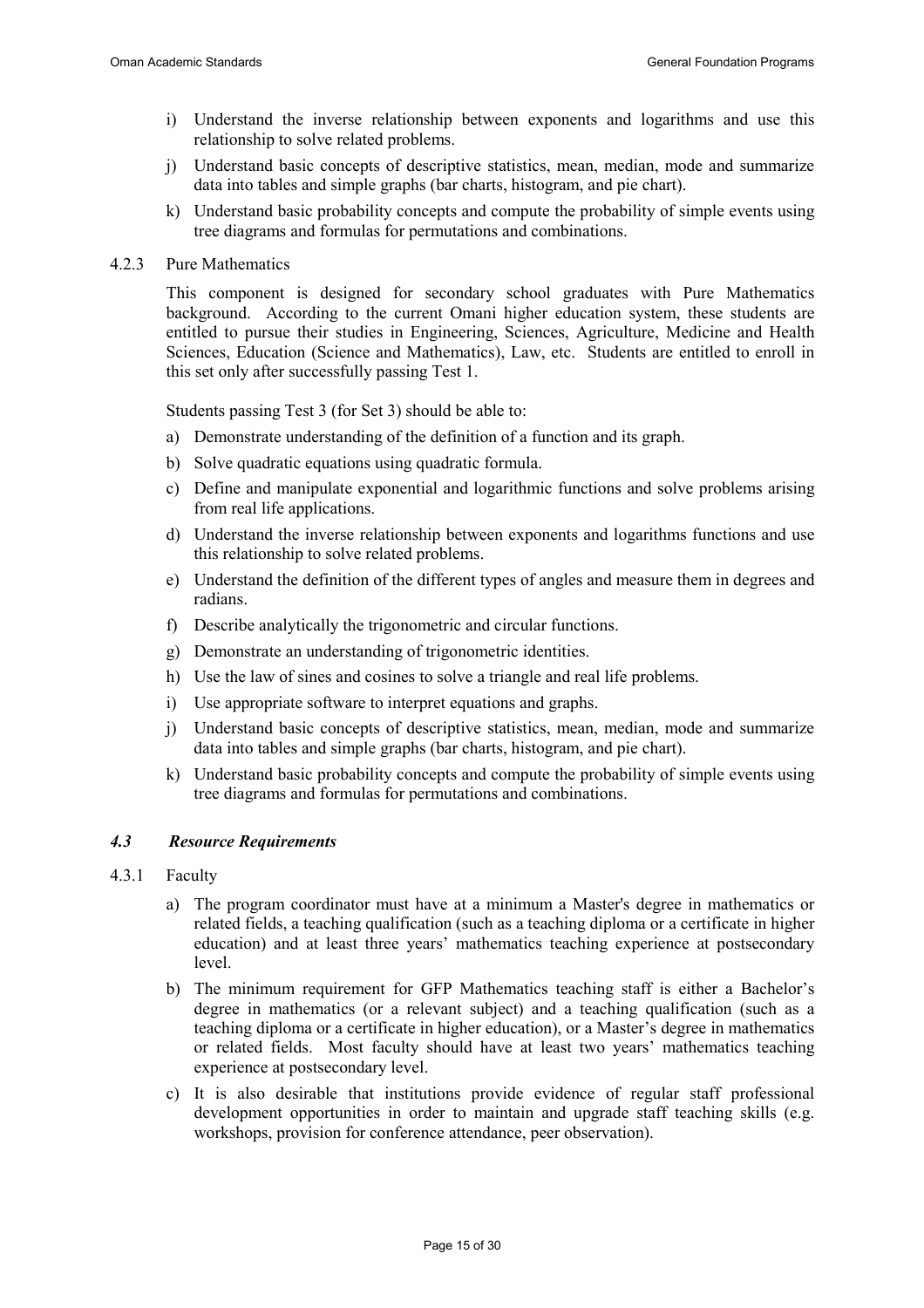i) Understand the inverse relationship between exponents and logarithms and use this relationship to solve related problems.

j) Understand basic concepts of descriptive statistics, mean, median, mode and summarize data into tables and simple graphs (bar charts, histogram, and pie chart).

k) Understand basic probability concepts and compute the probability of simple events using tree diagrams and formulas for permutations and combinations.

4.2.3 Pure Mathematics

This component is designed for secondary school graduates with Pure Mathematics background. According to the current Omani higher education system, these students are entitled to pursue their studies in Engineering, Sciences, Agriculture, Medicine and Health Sciences, Education (Science and Mathematics), Law, etc. Students are entitled to enroll in this set only after successfully passing Test 1.

Students passing Test 3 (for Set 3) should be able to:

a) Demonstrate understanding of the definition of a function and its graph.

b) Solve quadratic equations using quadratic formula.

c) Define and manipulate exponential and logarithmic functions and solve problems arising from real life applications.

d) Understand the inverse relationship between exponents and logarithms functions and use this relationship to solve related problems.

e) Understand the definition of the different types of angles and measure them in degrees and radians.

f) Describe analytically the trigonometric and circular functions.

g) Demonstrate an understanding of trigonometric identities.

h) Use the law of sines and cosines to solve a triangle and real life problems.

i) Use appropriate software to interpret equations and graphs.

j) Understand basic concepts of descriptive statistics, mean, median, mode and summarize data into tables and simple graphs (bar charts, histogram, and pie chart).

k) Understand basic probability concepts and compute the probability of simple events using tree diagrams and formulas for permutations and combinations.

### *4.3 Resource Requirements*

4.3.1 Faculty

a) The program coordinator must have at a minimum a Master's degree in mathematics or related fields, a teaching qualification (such as a teaching diploma or a certificate in higher education) and at least three years' mathematics teaching experience at postsecondary level.

b) The minimum requirement for GFP Mathematics teaching staff is either a Bachelor's degree in mathematics (or a relevant subject) and a teaching qualification (such as a teaching diploma or a certificate in higher education), or a Master's degree in mathematics or related fields. Most faculty should have at least two years' mathematics teaching experience at postsecondary level.

c) It is also desirable that institutions provide evidence of regular staff professional development opportunities in order to maintain and upgrade staff teaching skills (e.g. workshops, provision for conference attendance, peer observation).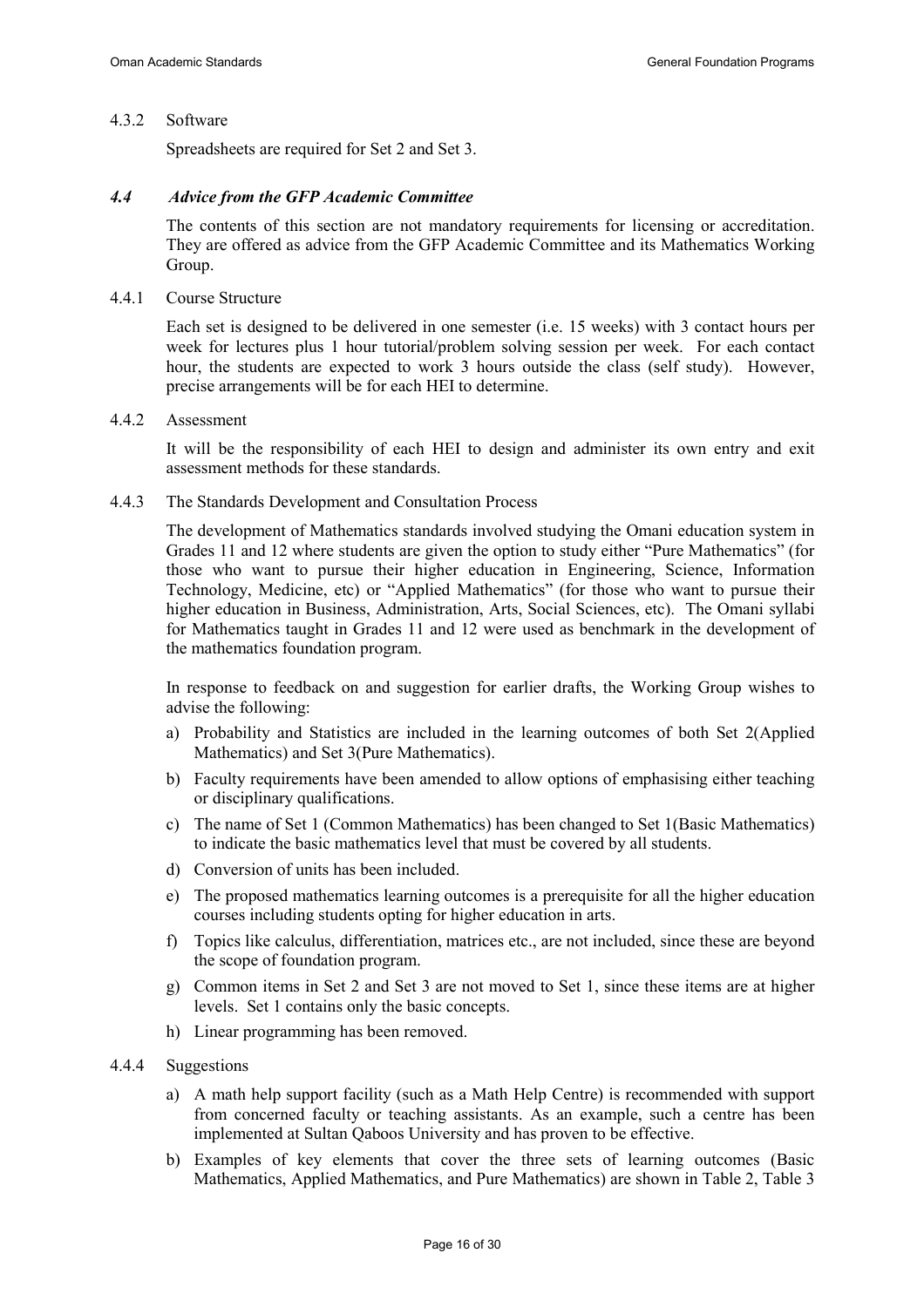#### 4.3.2 Software

Spreadsheets are required for Set 2 and Set 3.

### *4.4 Advice from the GFP Academic Committee*

The contents of this section are not mandatory requirements for licensing or accreditation. They are offered as advice from the GFP Academic Committee and its Mathematics Working Group.

#### 4.4.1 Course Structure

Each set is designed to be delivered in one semester (i.e. 15 weeks) with 3 contact hours per week for lectures plus 1 hour tutorial/problem solving session per week. For each contact hour, the students are expected to work 3 hours outside the class (self study). However, precise arrangements will be for each HEI to determine.

#### 4.4.2 Assessment

It will be the responsibility of each HEI to design and administer its own entry and exit assessment methods for these standards.

#### 4.4.3 The Standards Development and Consultation Process

The development of Mathematics standards involved studying the Omani education system in Grades 11 and 12 where students are given the option to study either "Pure Mathematics" (for those who want to pursue their higher education in Engineering, Science, Information Technology, Medicine, etc) or "Applied Mathematics" (for those who want to pursue their higher education in Business, Administration, Arts, Social Sciences, etc). The Omani syllabi for Mathematics taught in Grades 11 and 12 were used as benchmark in the development of the mathematics foundation program.

In response to feedback on and suggestion for earlier drafts, the Working Group wishes to advise the following:

a) Probability and Statistics are included in the learning outcomes of both Set 2(Applied Mathematics) and Set 3(Pure Mathematics).
b) Faculty requirements have been amended to allow options of emphasising either teaching or disciplinary qualifications.
c) The name of Set 1 (Common Mathematics) has been changed to Set 1(Basic Mathematics) to indicate the basic mathematics level that must be covered by all students.
d) Conversion of units has been included.
e) The proposed mathematics learning outcomes is a prerequisite for all the higher education courses including students opting for higher education in arts.
f) Topics like calculus, differentiation, matrices etc., are not included, since these are beyond the scope of foundation program.
g) Common items in Set 2 and Set 3 are not moved to Set 1, since these items are at higher levels. Set 1 contains only the basic concepts.
h) Linear programming has been removed.

#### 4.4.4 Suggestions

a) A math help support facility (such as a Math Help Centre) is recommended with support from concerned faculty or teaching assistants. As an example, such a centre has been implemented at Sultan Qaboos University and has proven to be effective.
b) Examples of key elements that cover the three sets of learning outcomes (Basic Mathematics, Applied Mathematics, and Pure Mathematics) are shown in Table 2, Table 3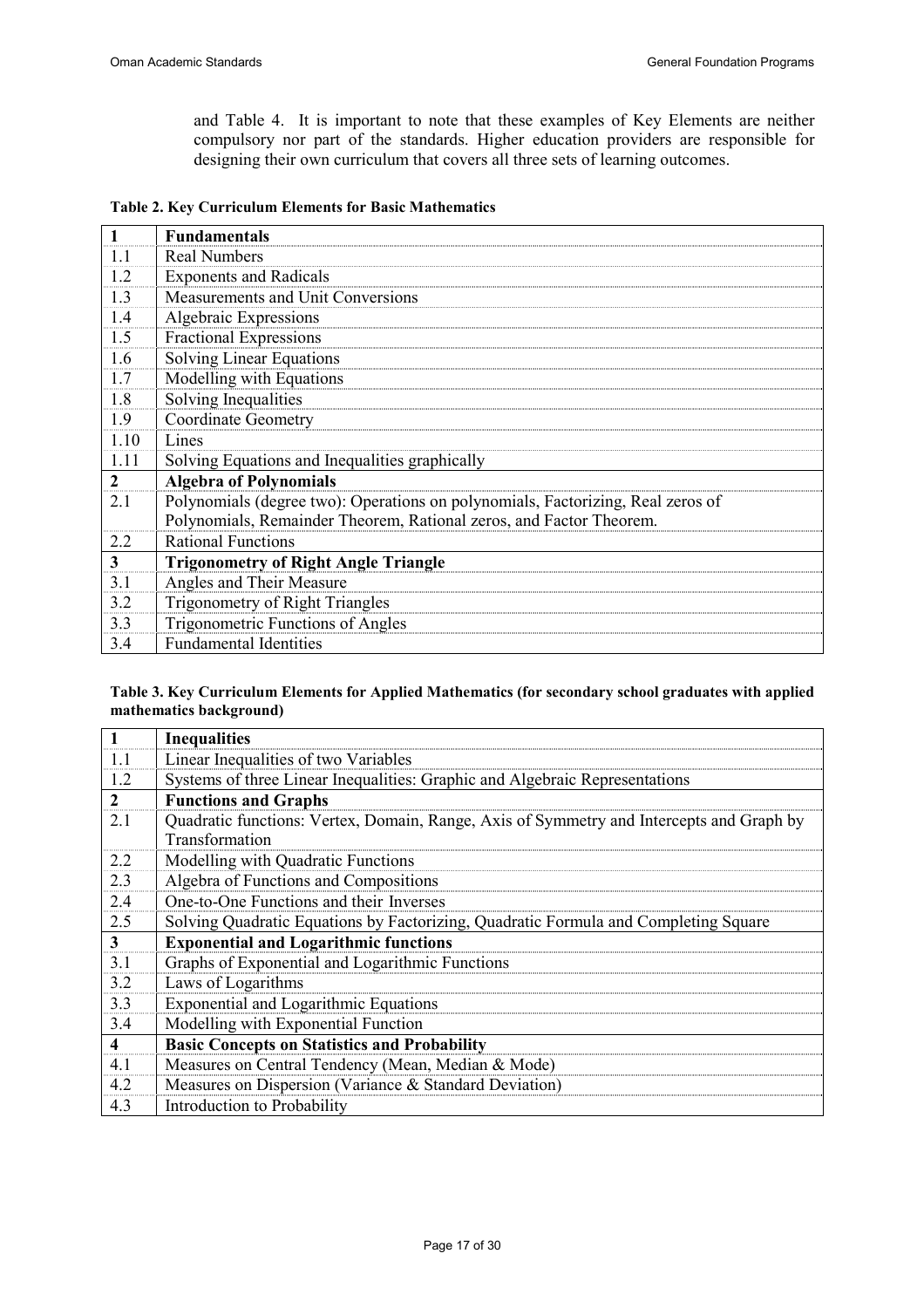and Table 4. It is important to note that these examples of Key Elements are neither compulsory nor part of the standards. Higher education providers are responsible for designing their own curriculum that covers all three sets of learning outcomes.

**Table 2. Key Curriculum Elements for Basic Mathematics**

| **1** | **Fundamentals** |
|---|---|
| 1.1 | Real Numbers |
| 1.2 | Exponents and Radicals |
| 1.3 | Measurements and Unit Conversions |
| 1.4 | Algebraic Expressions |
| 1.5 | Fractional Expressions |
| 1.6 | Solving Linear Equations |
| 1.7 | Modelling with Equations |
| 1.8 | Solving Inequalities |
| 1.9 | Coordinate Geometry |
| 1.10 | Lines |
| 1.11 | Solving Equations and Inequalities graphically |
| **2** | **Algebra of Polynomials** |
| 2.1 | Polynomials (degree two): Operations on polynomials, Factorizing, Real zeros of Polynomials, Remainder Theorem, Rational zeros, and Factor Theorem. |
| 2.2 | Rational Functions |
| **3** | **Trigonometry of Right Angle Triangle** |
| 3.1 | Angles and Their Measure |
| 3.2 | Trigonometry of Right Triangles |
| 3.3 | Trigonometric Functions of Angles |
| 3.4 | Fundamental Identities |

**Table 3. Key Curriculum Elements for Applied Mathematics (for secondary school graduates with applied mathematics background)**

| **1** | **Inequalities** |
|---|---|
| 1.1 | Linear Inequalities of two Variables |
| 1.2 | Systems of three Linear Inequalities: Graphic and Algebraic Representations |
| **2** | **Functions and Graphs** |
| 2.1 | Quadratic functions: Vertex, Domain, Range, Axis of Symmetry and Intercepts and Graph by Transformation |
| 2.2 | Modelling with Quadratic Functions |
| 2.3 | Algebra of Functions and Compositions |
| 2.4 | One-to-One Functions and their Inverses |
| 2.5 | Solving Quadratic Equations by Factorizing, Quadratic Formula and Completing Square |
| **3** | **Exponential and Logarithmic functions** |
| 3.1 | Graphs of Exponential and Logarithmic Functions |
| 3.2 | Laws of Logarithms |
| 3.3 | Exponential and Logarithmic Equations |
| 3.4 | Modelling with Exponential Function |
| **4** | **Basic Concepts on Statistics and Probability** |
| 4.1 | Measures on Central Tendency (Mean, Median & Mode) |
| 4.2 | Measures on Dispersion (Variance & Standard Deviation) |
| 4.3 | Introduction to Probability |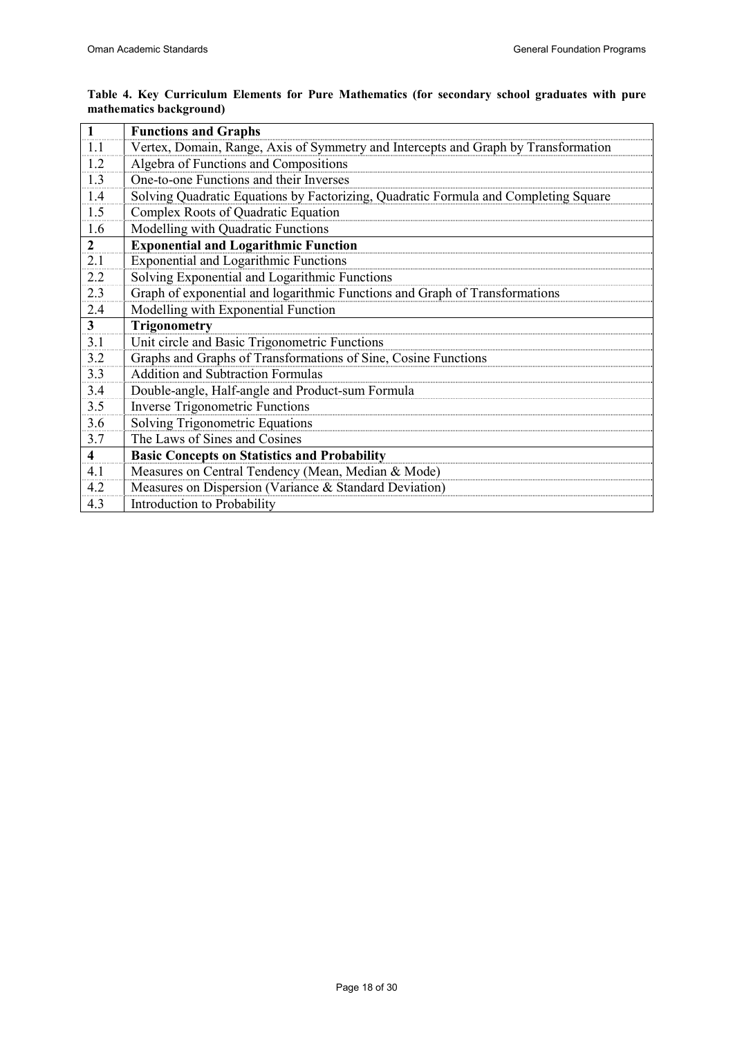**Table 4. Key Curriculum Elements for Pure Mathematics (for secondary school graduates with pure mathematics background)**

| | |
|---|---|
| **1** | **Functions and Graphs** |
| 1.1 | Vertex, Domain, Range, Axis of Symmetry and Intercepts and Graph by Transformation |
| 1.2 | Algebra of Functions and Compositions |
| 1.3 | One-to-one Functions and their Inverses |
| 1.4 | Solving Quadratic Equations by Factorizing, Quadratic Formula and Completing Square |
| 1.5 | Complex Roots of Quadratic Equation |
| 1.6 | Modelling with Quadratic Functions |
| **2** | **Exponential and Logarithmic Function** |
| 2.1 | Exponential and Logarithmic Functions |
| 2.2 | Solving Exponential and Logarithmic Functions |
| 2.3 | Graph of exponential and logarithmic Functions and Graph of Transformations |
| 2.4 | Modelling with Exponential Function |
| **3** | **Trigonometry** |
| 3.1 | Unit circle and Basic Trigonometric Functions |
| 3.2 | Graphs and Graphs of Transformations of Sine, Cosine Functions |
| 3.3 | Addition and Subtraction Formulas |
| 3.4 | Double-angle, Half-angle and Product-sum Formula |
| 3.5 | Inverse Trigonometric Functions |
| 3.6 | Solving Trigonometric Equations |
| 3.7 | The Laws of Sines and Cosines |
| **4** | **Basic Concepts on Statistics and Probability** |
| 4.1 | Measures on Central Tendency (Mean, Median & Mode) |
| 4.2 | Measures on Dispersion (Variance & Standard Deviation) |
| 4.3 | Introduction to Probability |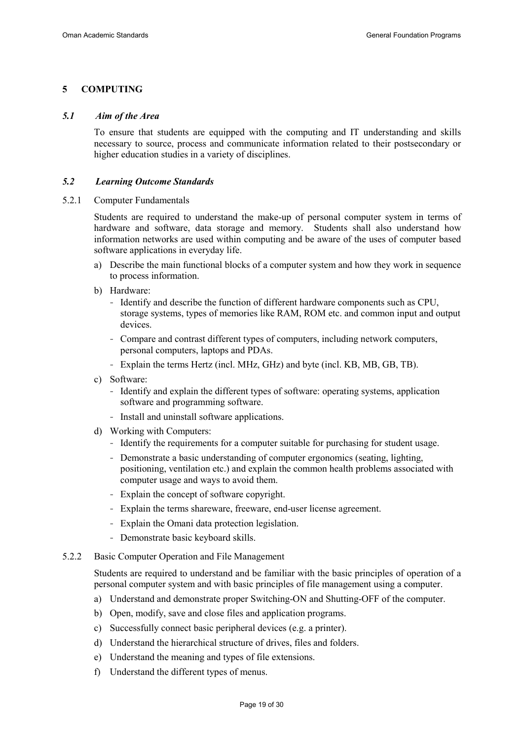## 5 COMPUTING

### *5.1 Aim of the Area*

To ensure that students are equipped with the computing and IT understanding and skills necessary to source, process and communicate information related to their postsecondary or higher education studies in a variety of disciplines.

### *5.2 Learning Outcome Standards*

#### 5.2.1 Computer Fundamentals

Students are required to understand the make-up of personal computer system in terms of hardware and software, data storage and memory. Students shall also understand how information networks are used within computing and be aware of the uses of computer based software applications in everyday life.

a) Describe the main functional blocks of a computer system and how they work in sequence to process information.

b) Hardware:
   - Identify and describe the function of different hardware components such as CPU, storage systems, types of memories like RAM, ROM etc. and common input and output devices.
   - Compare and contrast different types of computers, including network computers, personal computers, laptops and PDAs.
   - Explain the terms Hertz (incl. MHz, GHz) and byte (incl. KB, MB, GB, TB).

c) Software:
   - Identify and explain the different types of software: operating systems, application software and programming software.
   - Install and uninstall software applications.

d) Working with Computers:
   - Identify the requirements for a computer suitable for purchasing for student usage.
   - Demonstrate a basic understanding of computer ergonomics (seating, lighting, positioning, ventilation etc.) and explain the common health problems associated with computer usage and ways to avoid them.
   - Explain the concept of software copyright.
   - Explain the terms shareware, freeware, end-user license agreement.
   - Explain the Omani data protection legislation.
   - Demonstrate basic keyboard skills.

#### 5.2.2 Basic Computer Operation and File Management

Students are required to understand and be familiar with the basic principles of operation of a personal computer system and with basic principles of file management using a computer.

a) Understand and demonstrate proper Switching-ON and Shutting-OFF of the computer.

b) Open, modify, save and close files and application programs.

c) Successfully connect basic peripheral devices (e.g. a printer).

d) Understand the hierarchical structure of drives, files and folders.

e) Understand the meaning and types of file extensions.

f) Understand the different types of menus.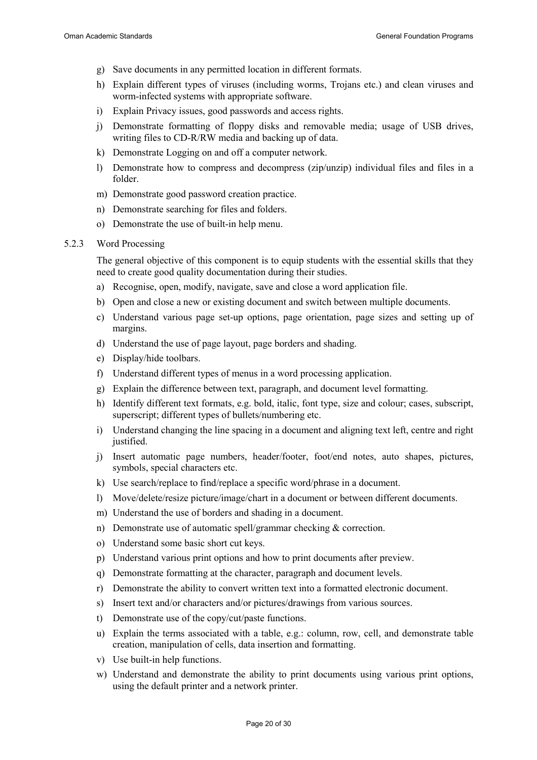g) Save documents in any permitted location in different formats.
h) Explain different types of viruses (including worms, Trojans etc.) and clean viruses and worm-infected systems with appropriate software.
i) Explain Privacy issues, good passwords and access rights.
j) Demonstrate formatting of floppy disks and removable media; usage of USB drives, writing files to CD-R/RW media and backing up of data.
k) Demonstrate Logging on and off a computer network.
l) Demonstrate how to compress and decompress (zip/unzip) individual files and files in a folder.
m) Demonstrate good password creation practice.
n) Demonstrate searching for files and folders.
o) Demonstrate the use of built-in help menu.

### 5.2.3 Word Processing

The general objective of this component is to equip students with the essential skills that they need to create good quality documentation during their studies.

a) Recognise, open, modify, navigate, save and close a word application file.
b) Open and close a new or existing document and switch between multiple documents.
c) Understand various page set-up options, page orientation, page sizes and setting up of margins.
d) Understand the use of page layout, page borders and shading.
e) Display/hide toolbars.
f) Understand different types of menus in a word processing application.
g) Explain the difference between text, paragraph, and document level formatting.
h) Identify different text formats, e.g. bold, italic, font type, size and colour; cases, subscript, superscript; different types of bullets/numbering etc.
i) Understand changing the line spacing in a document and aligning text left, centre and right justified.
j) Insert automatic page numbers, header/footer, foot/end notes, auto shapes, pictures, symbols, special characters etc.
k) Use search/replace to find/replace a specific word/phrase in a document.
l) Move/delete/resize picture/image/chart in a document or between different documents.
m) Understand the use of borders and shading in a document.
n) Demonstrate use of automatic spell/grammar checking & correction.
o) Understand some basic short cut keys.
p) Understand various print options and how to print documents after preview.
q) Demonstrate formatting at the character, paragraph and document levels.
r) Demonstrate the ability to convert written text into a formatted electronic document.
s) Insert text and/or characters and/or pictures/drawings from various sources.
t) Demonstrate use of the copy/cut/paste functions.
u) Explain the terms associated with a table, e.g.: column, row, cell, and demonstrate table creation, manipulation of cells, data insertion and formatting.
v) Use built-in help functions.
w) Understand and demonstrate the ability to print documents using various print options, using the default printer and a network printer.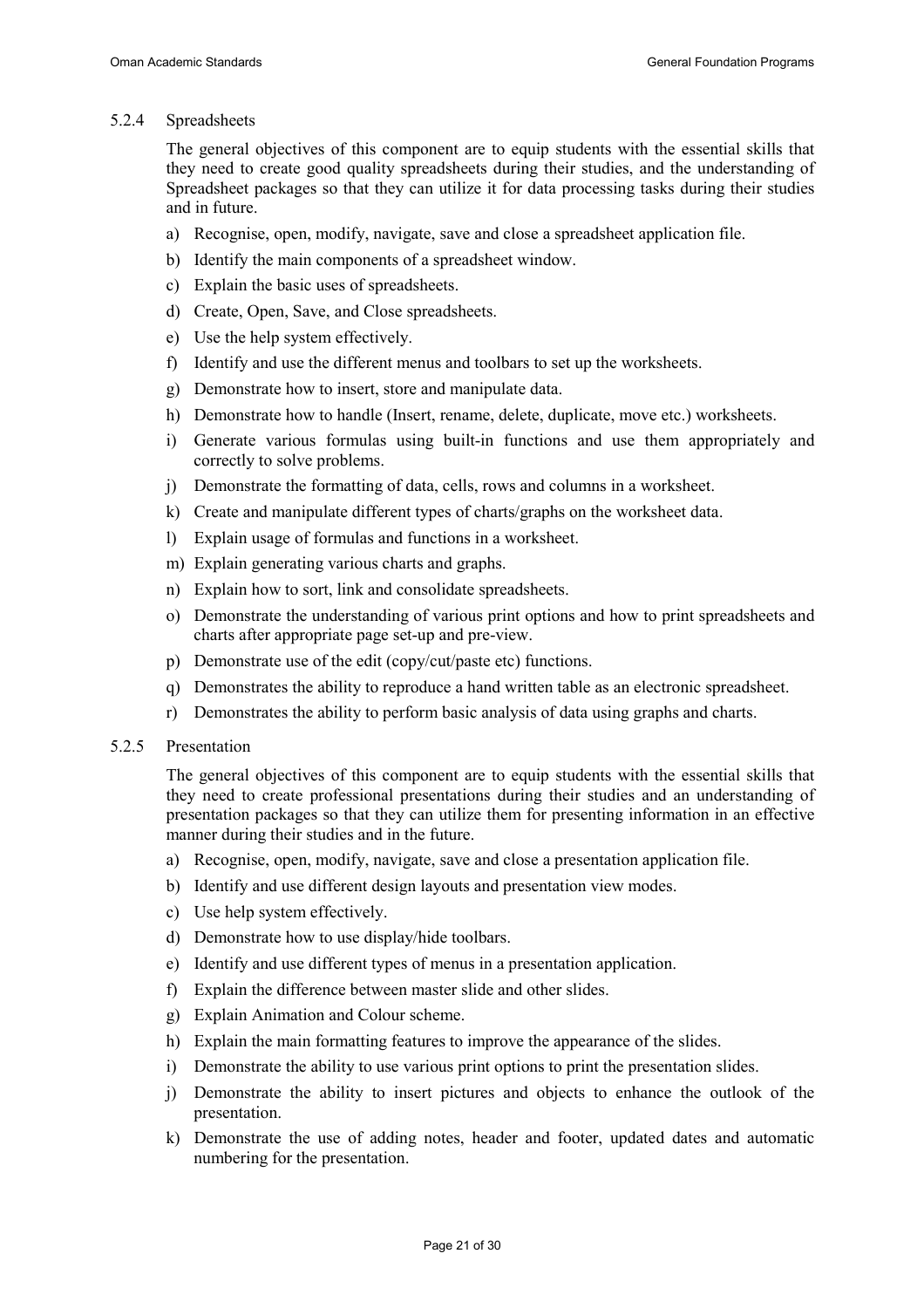### 5.2.4 Spreadsheets

The general objectives of this component are to equip students with the essential skills that they need to create good quality spreadsheets during their studies, and the understanding of Spreadsheet packages so that they can utilize it for data processing tasks during their studies and in future.

a) Recognise, open, modify, navigate, save and close a spreadsheet application file.
b) Identify the main components of a spreadsheet window.
c) Explain the basic uses of spreadsheets.
d) Create, Open, Save, and Close spreadsheets.
e) Use the help system effectively.
f) Identify and use the different menus and toolbars to set up the worksheets.
g) Demonstrate how to insert, store and manipulate data.
h) Demonstrate how to handle (Insert, rename, delete, duplicate, move etc.) worksheets.
i) Generate various formulas using built-in functions and use them appropriately and correctly to solve problems.
j) Demonstrate the formatting of data, cells, rows and columns in a worksheet.
k) Create and manipulate different types of charts/graphs on the worksheet data.
l) Explain usage of formulas and functions in a worksheet.
m) Explain generating various charts and graphs.
n) Explain how to sort, link and consolidate spreadsheets.
o) Demonstrate the understanding of various print options and how to print spreadsheets and charts after appropriate page set-up and pre-view.
p) Demonstrate use of the edit (copy/cut/paste etc) functions.
q) Demonstrates the ability to reproduce a hand written table as an electronic spreadsheet.
r) Demonstrates the ability to perform basic analysis of data using graphs and charts.

### 5.2.5 Presentation

The general objectives of this component are to equip students with the essential skills that they need to create professional presentations during their studies and an understanding of presentation packages so that they can utilize them for presenting information in an effective manner during their studies and in the future.

a) Recognise, open, modify, navigate, save and close a presentation application file.
b) Identify and use different design layouts and presentation view modes.
c) Use help system effectively.
d) Demonstrate how to use display/hide toolbars.
e) Identify and use different types of menus in a presentation application.
f) Explain the difference between master slide and other slides.
g) Explain Animation and Colour scheme.
h) Explain the main formatting features to improve the appearance of the slides.
i) Demonstrate the ability to use various print options to print the presentation slides.
j) Demonstrate the ability to insert pictures and objects to enhance the outlook of the presentation.
k) Demonstrate the use of adding notes, header and footer, updated dates and automatic numbering for the presentation.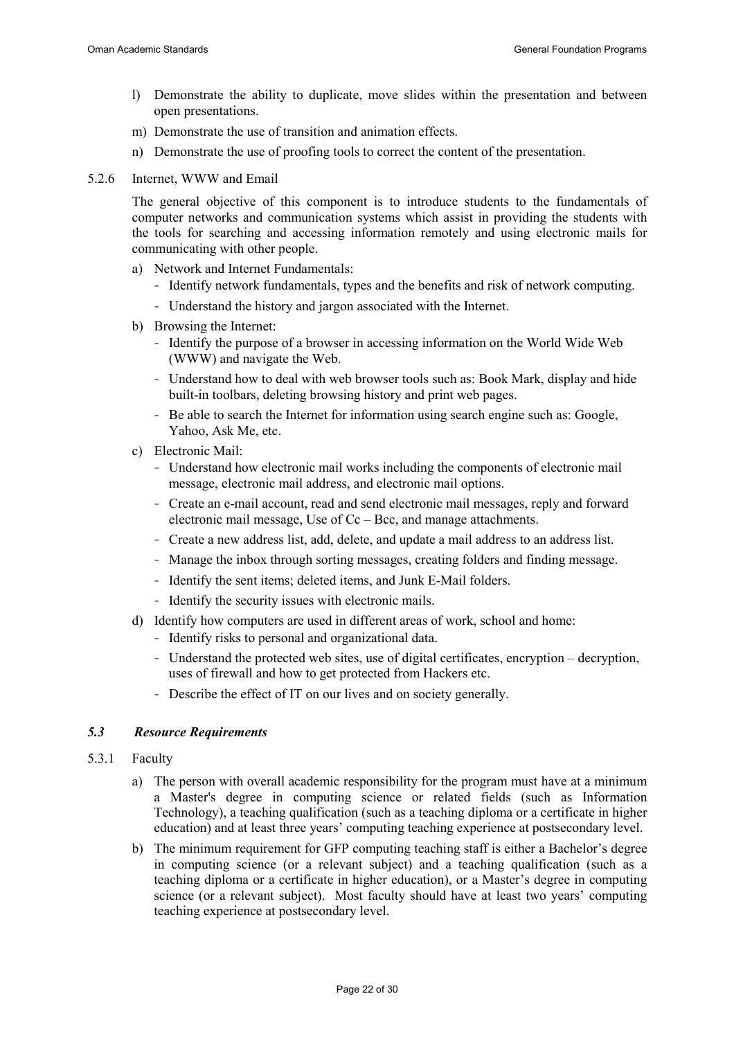l) Demonstrate the ability to duplicate, move slides within the presentation and between open presentations.

m) Demonstrate the use of transition and animation effects.

n) Demonstrate the use of proofing tools to correct the content of the presentation.

5.2.6 Internet, WWW and Email

The general objective of this component is to introduce students to the fundamentals of computer networks and communication systems which assist in providing the students with the tools for searching and accessing information remotely and using electronic mails for communicating with other people.

a) Network and Internet Fundamentals:
   - Identify network fundamentals, types and the benefits and risk of network computing.
   - Understand the history and jargon associated with the Internet.

b) Browsing the Internet:
   - Identify the purpose of a browser in accessing information on the World Wide Web (WWW) and navigate the Web.
   - Understand how to deal with web browser tools such as: Book Mark, display and hide built-in toolbars, deleting browsing history and print web pages.
   - Be able to search the Internet for information using search engine such as: Google, Yahoo, Ask Me, etc.

c) Electronic Mail:
   - Understand how electronic mail works including the components of electronic mail message, electronic mail address, and electronic mail options.
   - Create an e-mail account, read and send electronic mail messages, reply and forward electronic mail message, Use of Cc – Bcc, and manage attachments.
   - Create a new address list, add, delete, and update a mail address to an address list.
   - Manage the inbox through sorting messages, creating folders and finding message.
   - Identify the sent items; deleted items, and Junk E-Mail folders.
   - Identify the security issues with electronic mails.

d) Identify how computers are used in different areas of work, school and home:
   - Identify risks to personal and organizational data.
   - Understand the protected web sites, use of digital certificates, encryption – decryption, uses of firewall and how to get protected from Hackers etc.
   - Describe the effect of IT on our lives and on society generally.

### *5.3 Resource Requirements*

5.3.1 Faculty

a) The person with overall academic responsibility for the program must have at a minimum a Master's degree in computing science or related fields (such as Information Technology), a teaching qualification (such as a teaching diploma or a certificate in higher education) and at least three years' computing teaching experience at postsecondary level.

b) The minimum requirement for GFP computing teaching staff is either a Bachelor's degree in computing science (or a relevant subject) and a teaching qualification (such as a teaching diploma or a certificate in higher education), or a Master's degree in computing science (or a relevant subject). Most faculty should have at least two years' computing teaching experience at postsecondary level.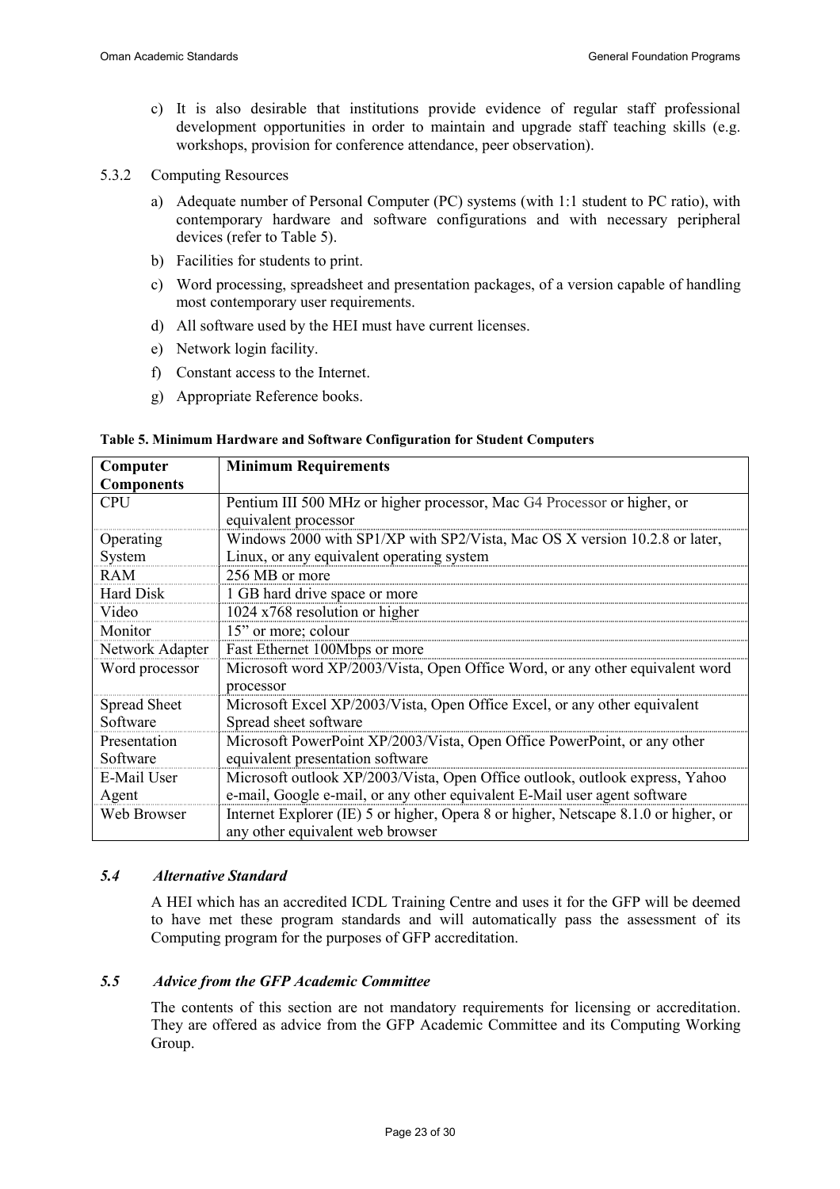c) It is also desirable that institutions provide evidence of regular staff professional development opportunities in order to maintain and upgrade staff teaching skills (e.g. workshops, provision for conference attendance, peer observation).

5.3.2 Computing Resources

a) Adequate number of Personal Computer (PC) systems (with 1:1 student to PC ratio), with contemporary hardware and software configurations and with necessary peripheral devices (refer to Table 5).

b) Facilities for students to print.

c) Word processing, spreadsheet and presentation packages, of a version capable of handling most contemporary user requirements.

d) All software used by the HEI must have current licenses.

e) Network login facility.

f) Constant access to the Internet.

g) Appropriate Reference books.

**Table 5. Minimum Hardware and Software Configuration for Student Computers**

| Computer Components | Minimum Requirements |
|---|---|
| CPU | Pentium III 500 MHz or higher processor, Mac G4 Processor or higher, or equivalent processor |
| Operating System | Windows 2000 with SP1/XP with SP2/Vista, Mac OS X version 10.2.8 or later, Linux, or any equivalent operating system |
| RAM | 256 MB or more |
| Hard Disk | 1 GB hard drive space or more |
| Video | 1024 x768 resolution or higher |
| Monitor | 15" or more; colour |
| Network Adapter | Fast Ethernet 100Mbps or more |
| Word processor | Microsoft word XP/2003/Vista, Open Office Word, or any other equivalent word processor |
| Spread Sheet Software | Microsoft Excel XP/2003/Vista, Open Office Excel, or any other equivalent Spread sheet software |
| Presentation Software | Microsoft PowerPoint XP/2003/Vista, Open Office PowerPoint, or any other equivalent presentation software |
| E-Mail User Agent | Microsoft outlook XP/2003/Vista, Open Office outlook, outlook express, Yahoo e-mail, Google e-mail, or any other equivalent E-Mail user agent software |
| Web Browser | Internet Explorer (IE) 5 or higher, Opera 8 or higher, Netscape 8.1.0 or higher, or any other equivalent web browser |

### *5.4 Alternative Standard*

A HEI which has an accredited ICDL Training Centre and uses it for the GFP will be deemed to have met these program standards and will automatically pass the assessment of its Computing program for the purposes of GFP accreditation.

### *5.5 Advice from the GFP Academic Committee*

The contents of this section are not mandatory requirements for licensing or accreditation. They are offered as advice from the GFP Academic Committee and its Computing Working Group.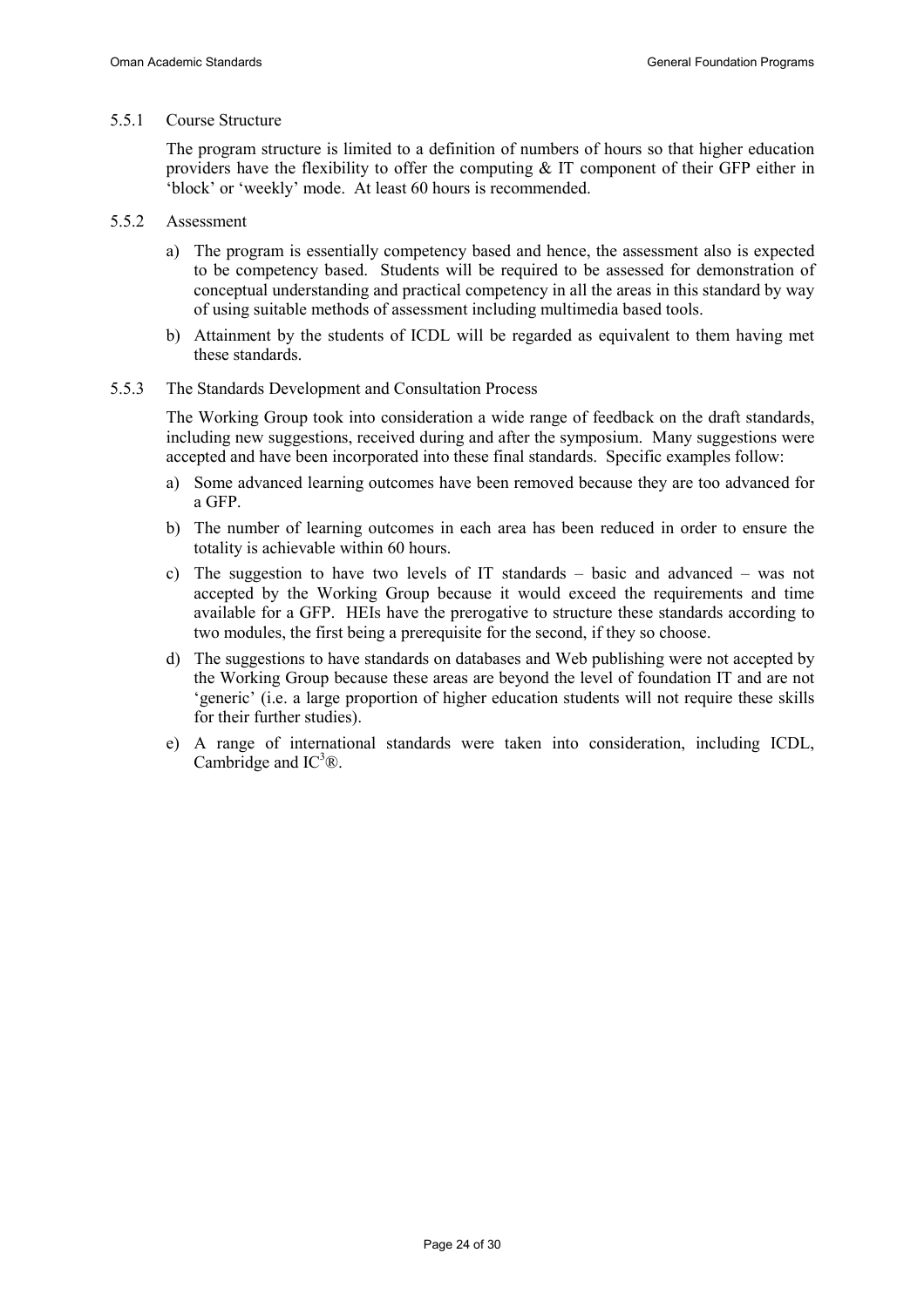#### 5.5.1 Course Structure

The program structure is limited to a definition of numbers of hours so that higher education providers have the flexibility to offer the computing & IT component of their GFP either in 'block' or 'weekly' mode. At least 60 hours is recommended.

#### 5.5.2 Assessment

a) The program is essentially competency based and hence, the assessment also is expected to be competency based. Students will be required to be assessed for demonstration of conceptual understanding and practical competency in all the areas in this standard by way of using suitable methods of assessment including multimedia based tools.

b) Attainment by the students of ICDL will be regarded as equivalent to them having met these standards.

#### 5.5.3 The Standards Development and Consultation Process

The Working Group took into consideration a wide range of feedback on the draft standards, including new suggestions, received during and after the symposium. Many suggestions were accepted and have been incorporated into these final standards. Specific examples follow:

a) Some advanced learning outcomes have been removed because they are too advanced for a GFP.

b) The number of learning outcomes in each area has been reduced in order to ensure the totality is achievable within 60 hours.

c) The suggestion to have two levels of IT standards – basic and advanced – was not accepted by the Working Group because it would exceed the requirements and time available for a GFP. HEIs have the prerogative to structure these standards according to two modules, the first being a prerequisite for the second, if they so choose.

d) The suggestions to have standards on databases and Web publishing were not accepted by the Working Group because these areas are beyond the level of foundation IT and are not 'generic' (i.e. a large proportion of higher education students will not require these skills for their further studies).

e) A range of international standards were taken into consideration, including ICDL, Cambridge and $IC^3$®.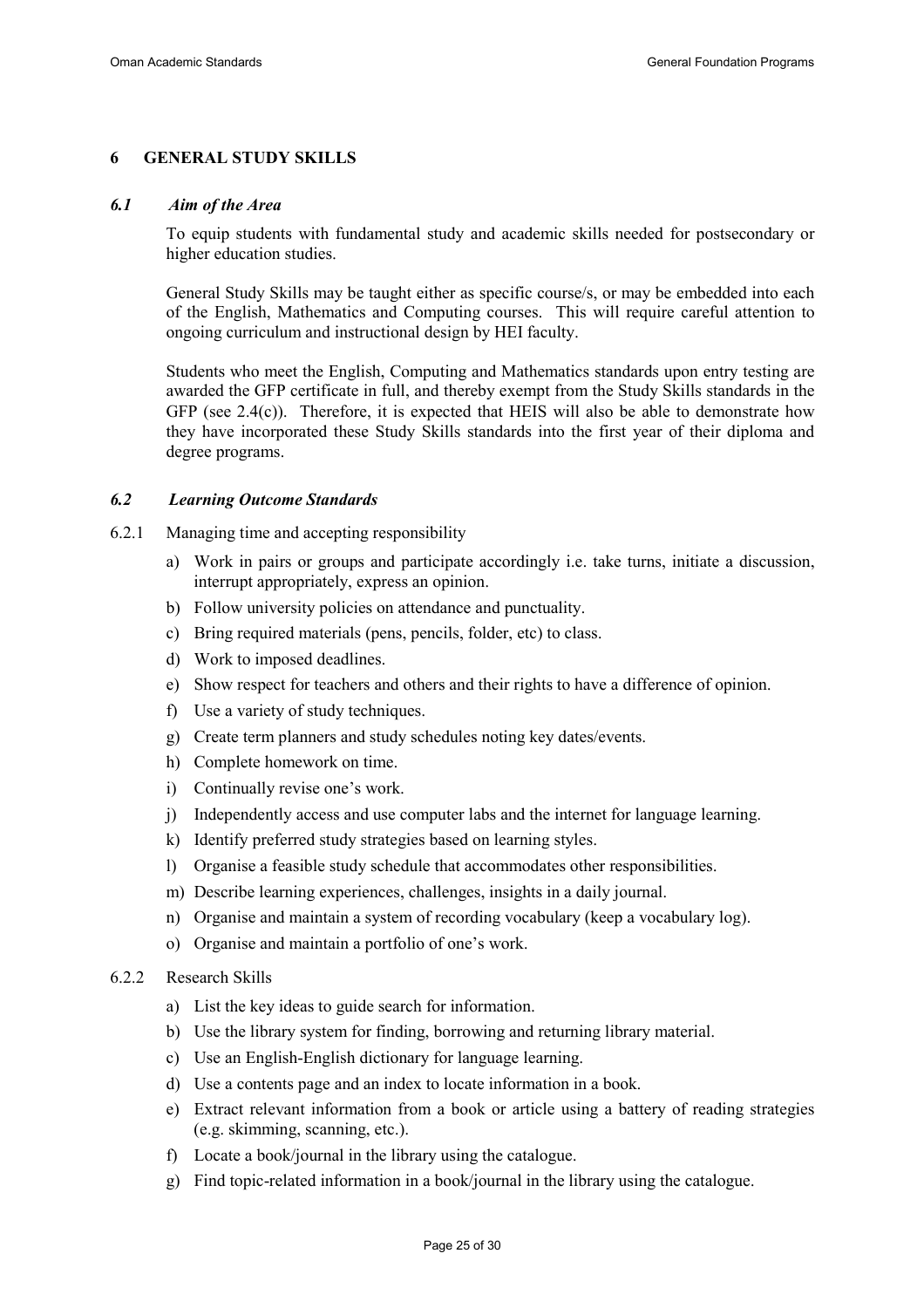## 6 GENERAL STUDY SKILLS

### *6.1 Aim of the Area*

To equip students with fundamental study and academic skills needed for postsecondary or higher education studies.

General Study Skills may be taught either as specific course/s, or may be embedded into each of the English, Mathematics and Computing courses. This will require careful attention to ongoing curriculum and instructional design by HEI faculty.

Students who meet the English, Computing and Mathematics standards upon entry testing are awarded the GFP certificate in full, and thereby exempt from the Study Skills standards in the GFP (see 2.4(c)). Therefore, it is expected that HEIS will also be able to demonstrate how they have incorporated these Study Skills standards into the first year of their diploma and degree programs.

### *6.2 Learning Outcome Standards*

6.2.1 Managing time and accepting responsibility

a) Work in pairs or groups and participate accordingly i.e. take turns, initiate a discussion, interrupt appropriately, express an opinion.
b) Follow university policies on attendance and punctuality.
c) Bring required materials (pens, pencils, folder, etc) to class.
d) Work to imposed deadlines.
e) Show respect for teachers and others and their rights to have a difference of opinion.
f) Use a variety of study techniques.
g) Create term planners and study schedules noting key dates/events.
h) Complete homework on time.
i) Continually revise one's work.
j) Independently access and use computer labs and the internet for language learning.
k) Identify preferred study strategies based on learning styles.
l) Organise a feasible study schedule that accommodates other responsibilities.
m) Describe learning experiences, challenges, insights in a daily journal.
n) Organise and maintain a system of recording vocabulary (keep a vocabulary log).
o) Organise and maintain a portfolio of one's work.

6.2.2 Research Skills

a) List the key ideas to guide search for information.
b) Use the library system for finding, borrowing and returning library material.
c) Use an English-English dictionary for language learning.
d) Use a contents page and an index to locate information in a book.
e) Extract relevant information from a book or article using a battery of reading strategies (e.g. skimming, scanning, etc.).
f) Locate a book/journal in the library using the catalogue.
g) Find topic-related information in a book/journal in the library using the catalogue.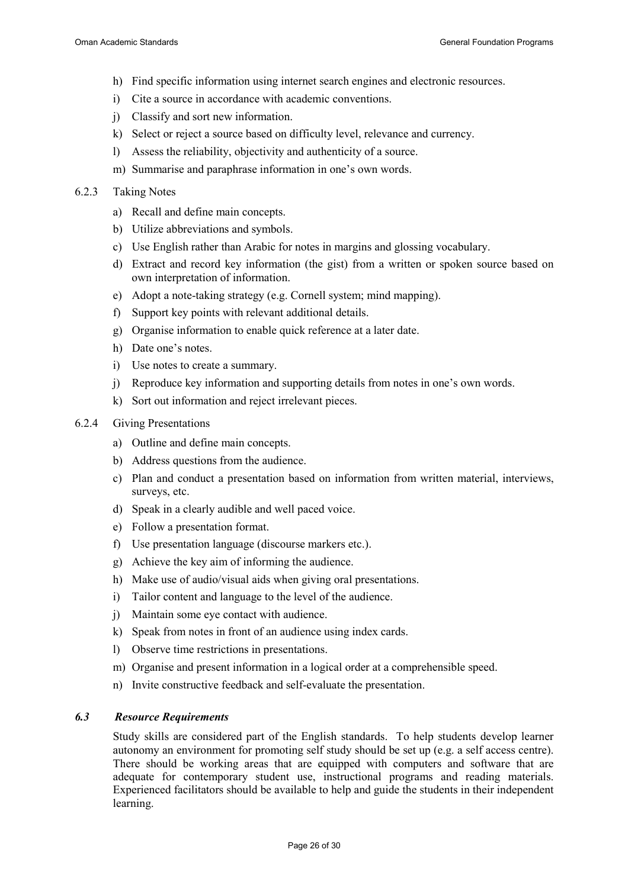h) Find specific information using internet search engines and electronic resources.
i) Cite a source in accordance with academic conventions.
j) Classify and sort new information.
k) Select or reject a source based on difficulty level, relevance and currency.
l) Assess the reliability, objectivity and authenticity of a source.
m) Summarise and paraphrase information in one's own words.

6.2.3 Taking Notes

a) Recall and define main concepts.
b) Utilize abbreviations and symbols.
c) Use English rather than Arabic for notes in margins and glossing vocabulary.
d) Extract and record key information (the gist) from a written or spoken source based on own interpretation of information.
e) Adopt a note-taking strategy (e.g. Cornell system; mind mapping).
f) Support key points with relevant additional details.
g) Organise information to enable quick reference at a later date.
h) Date one's notes.
i) Use notes to create a summary.
j) Reproduce key information and supporting details from notes in one's own words.
k) Sort out information and reject irrelevant pieces.

6.2.4 Giving Presentations

a) Outline and define main concepts.
b) Address questions from the audience.
c) Plan and conduct a presentation based on information from written material, interviews, surveys, etc.
d) Speak in a clearly audible and well paced voice.
e) Follow a presentation format.
f) Use presentation language (discourse markers etc.).
g) Achieve the key aim of informing the audience.
h) Make use of audio/visual aids when giving oral presentations.
i) Tailor content and language to the level of the audience.
j) Maintain some eye contact with audience.
k) Speak from notes in front of an audience using index cards.
l) Observe time restrictions in presentations.
m) Organise and present information in a logical order at a comprehensible speed.
n) Invite constructive feedback and self-evaluate the presentation.

### *6.3 Resource Requirements*

Study skills are considered part of the English standards. To help students develop learner autonomy an environment for promoting self study should be set up (e.g. a self access centre). There should be working areas that are equipped with computers and software that are adequate for contemporary student use, instructional programs and reading materials. Experienced facilitators should be available to help and guide the students in their independent learning.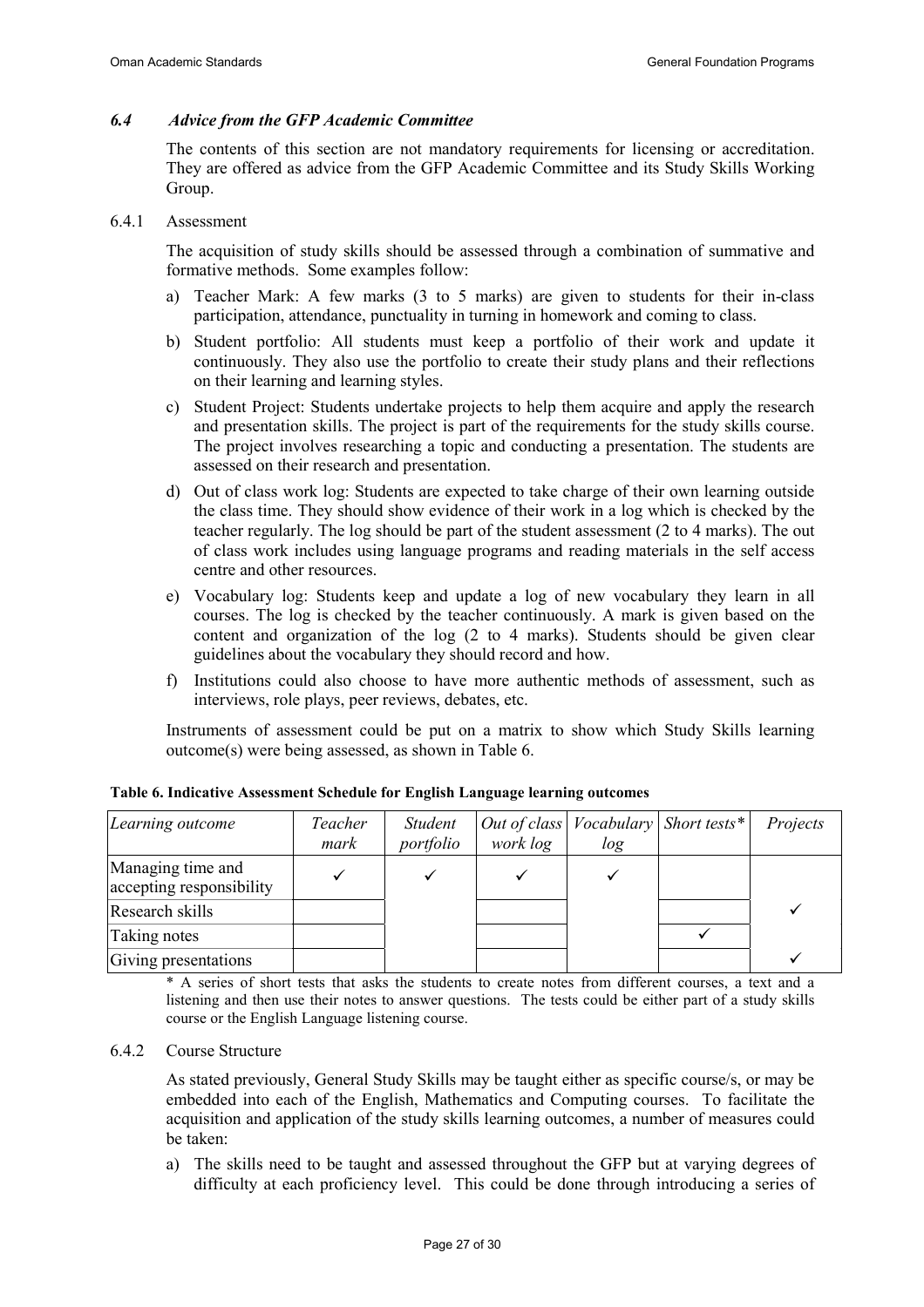### *6.4 Advice from the GFP Academic Committee*

The contents of this section are not mandatory requirements for licensing or accreditation. They are offered as advice from the GFP Academic Committee and its Study Skills Working Group.

#### 6.4.1 Assessment

The acquisition of study skills should be assessed through a combination of summative and formative methods. Some examples follow:

a) Teacher Mark: A few marks (3 to 5 marks) are given to students for their in-class participation, attendance, punctuality in turning in homework and coming to class.

b) Student portfolio: All students must keep a portfolio of their work and update it continuously. They also use the portfolio to create their study plans and their reflections on their learning and learning styles.

c) Student Project: Students undertake projects to help them acquire and apply the research and presentation skills. The project is part of the requirements for the study skills course. The project involves researching a topic and conducting a presentation. The students are assessed on their research and presentation.

d) Out of class work log: Students are expected to take charge of their own learning outside the class time. They should show evidence of their work in a log which is checked by the teacher regularly. The log should be part of the student assessment (2 to 4 marks). The out of class work includes using language programs and reading materials in the self access centre and other resources.

e) Vocabulary log: Students keep and update a log of new vocabulary they learn in all courses. The log is checked by the teacher continuously. A mark is given based on the content and organization of the log (2 to 4 marks). Students should be given clear guidelines about the vocabulary they should record and how.

f) Institutions could also choose to have more authentic methods of assessment, such as interviews, role plays, peer reviews, debates, etc.

Instruments of assessment could be put on a matrix to show which Study Skills learning outcome(s) were being assessed, as shown in Table 6.

**Table 6. Indicative Assessment Schedule for English Language learning outcomes**

| *Learning outcome* | *Teacher mark* | *Student portfolio* | *Out of class work log* | *Vocabulary log* | *Short tests\** | *Projects* |
|---|---|---|---|---|---|---|
| Managing time and accepting responsibility | ✓ | ✓ | ✓ | ✓ | | |
| Research skills | | | | | | ✓ |
| Taking notes | | | | | ✓ | |
| Giving presentations | | | | | | ✓ |

\* A series of short tests that asks the students to create notes from different courses, a text and a listening and then use their notes to answer questions. The tests could be either part of a study skills course or the English Language listening course.

#### 6.4.2 Course Structure

As stated previously, General Study Skills may be taught either as specific course/s, or may be embedded into each of the English, Mathematics and Computing courses. To facilitate the acquisition and application of the study skills learning outcomes, a number of measures could be taken:

a) The skills need to be taught and assessed throughout the GFP but at varying degrees of difficulty at each proficiency level. This could be done through introducing a series of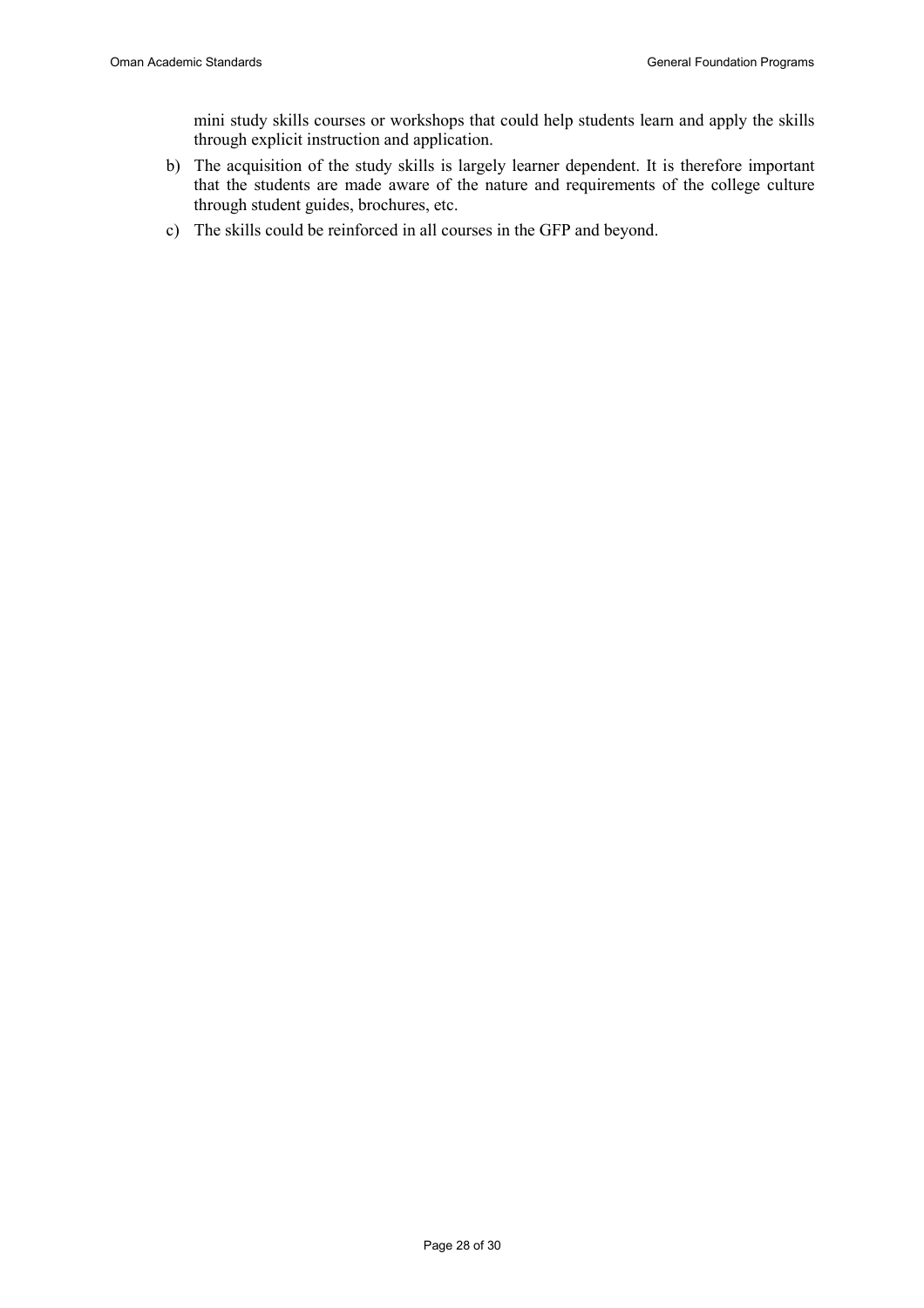mini study skills courses or workshops that could help students learn and apply the skills through explicit instruction and application.

b) The acquisition of the study skills is largely learner dependent. It is therefore important that the students are made aware of the nature and requirements of the college culture through student guides, brochures, etc.

c) The skills could be reinforced in all courses in the GFP and beyond.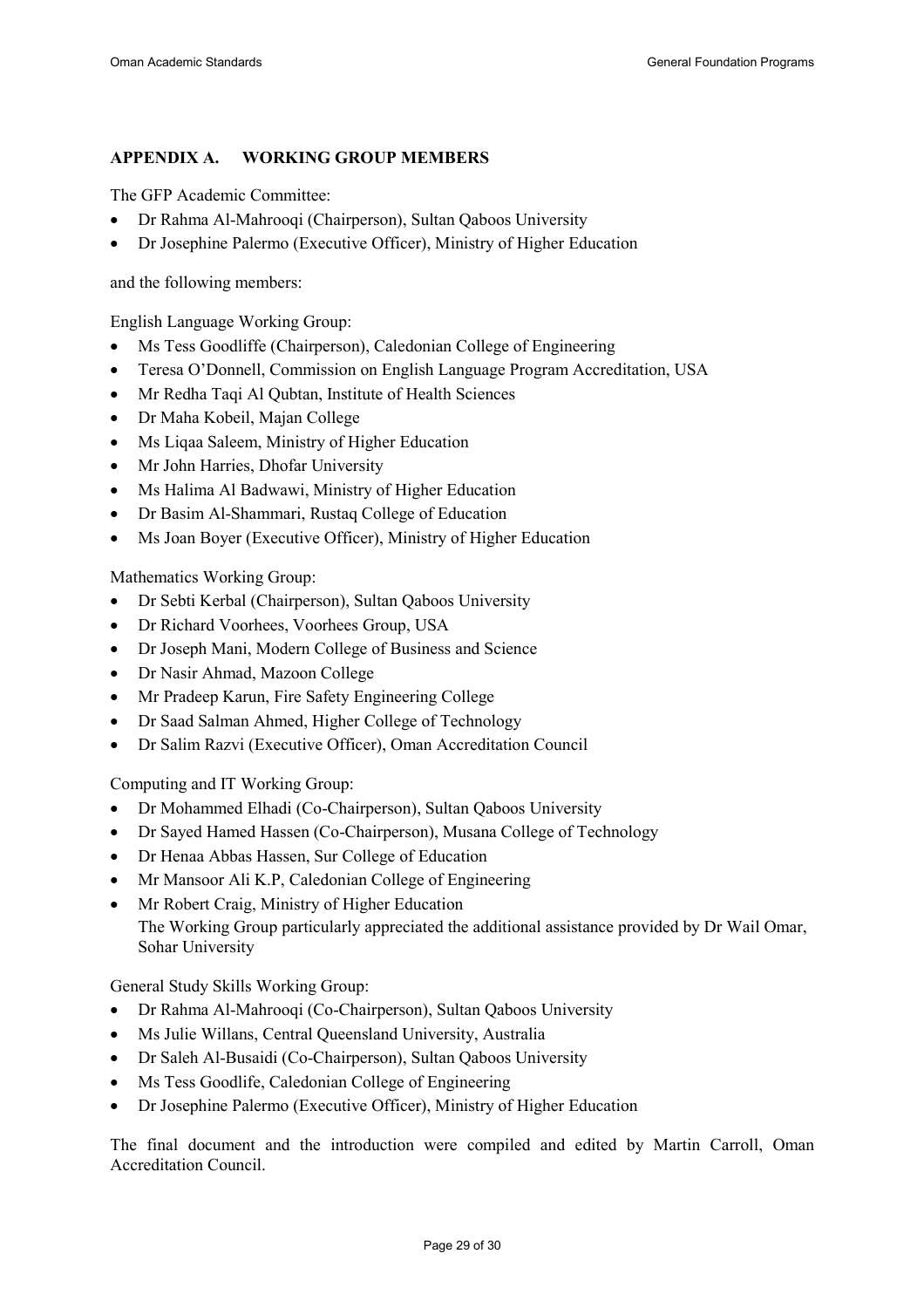## APPENDIX A. WORKING GROUP MEMBERS

The GFP Academic Committee:

- Dr Rahma Al-Mahrooqi (Chairperson), Sultan Qaboos University
- Dr Josephine Palermo (Executive Officer), Ministry of Higher Education

and the following members:

English Language Working Group:

- Ms Tess Goodliffe (Chairperson), Caledonian College of Engineering
- Teresa O'Donnell, Commission on English Language Program Accreditation, USA
- Mr Redha Taqi Al Qubtan, Institute of Health Sciences
- Dr Maha Kobeil, Majan College
- Ms Liqaa Saleem, Ministry of Higher Education
- Mr John Harries, Dhofar University
- Ms Halima Al Badwawi, Ministry of Higher Education
- Dr Basim Al-Shammari, Rustaq College of Education
- Ms Joan Boyer (Executive Officer), Ministry of Higher Education

Mathematics Working Group:

- Dr Sebti Kerbal (Chairperson), Sultan Qaboos University
- Dr Richard Voorhees, Voorhees Group, USA
- Dr Joseph Mani, Modern College of Business and Science
- Dr Nasir Ahmad, Mazoon College
- Mr Pradeep Karun, Fire Safety Engineering College
- Dr Saad Salman Ahmed, Higher College of Technology
- Dr Salim Razvi (Executive Officer), Oman Accreditation Council

Computing and IT Working Group:

- Dr Mohammed Elhadi (Co-Chairperson), Sultan Qaboos University
- Dr Sayed Hamed Hassen (Co-Chairperson), Musana College of Technology
- Dr Henaa Abbas Hassen, Sur College of Education
- Mr Mansoor Ali K.P, Caledonian College of Engineering
- Mr Robert Craig, Ministry of Higher Education
  The Working Group particularly appreciated the additional assistance provided by Dr Wail Omar, Sohar University

General Study Skills Working Group:

- Dr Rahma Al-Mahrooqi (Co-Chairperson), Sultan Qaboos University
- Ms Julie Willans, Central Queensland University, Australia
- Dr Saleh Al-Busaidi (Co-Chairperson), Sultan Qaboos University
- Ms Tess Goodlife, Caledonian College of Engineering
- Dr Josephine Palermo (Executive Officer), Ministry of Higher Education

The final document and the introduction were compiled and edited by Martin Carroll, Oman Accreditation Council.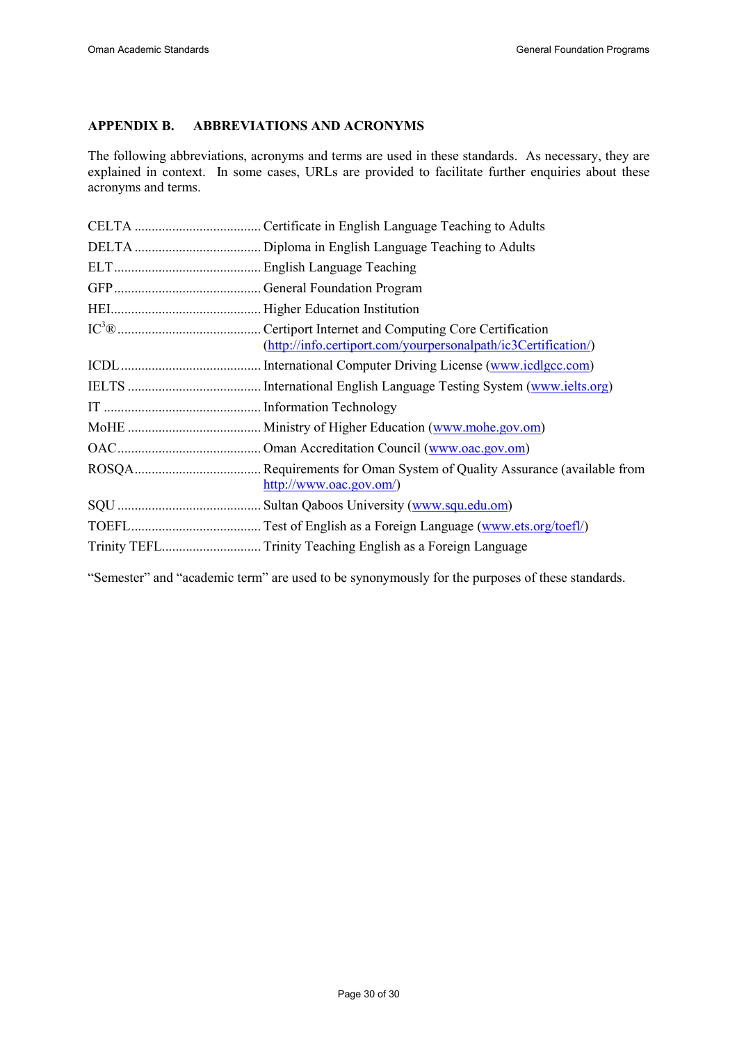## APPENDIX B. ABBREVIATIONS AND ACRONYMS

The following abbreviations, acronyms and terms are used in these standards. As necessary, they are explained in context. In some cases, URLs are provided to facilitate further enquiries about these acronyms and terms.

| | |
|---|---|
| CELTA | Certificate in English Language Teaching to Adults |
| DELTA | Diploma in English Language Teaching to Adults |
| ELT | English Language Teaching |
| GFP | General Foundation Program |
| HEI | Higher Education Institution |
| $IC^3$® | Certiport Internet and Computing Core Certification (http://info.certiport.com/yourpersonalpath/ic3Certification/) |
| ICDL | International Computer Driving License (www.icdlgcc.com) |
| IELTS | International English Language Testing System (www.ielts.org) |
| IT | Information Technology |
| MoHE | Ministry of Higher Education (www.mohe.gov.om) |
| OAC | Oman Accreditation Council (www.oac.gov.om) |
| ROSQA | Requirements for Oman System of Quality Assurance (available from http://www.oac.gov.om/) |
| SQU | Sultan Qaboos University (www.squ.edu.om) |
| TOEFL | Test of English as a Foreign Language (www.ets.org/toefl/) |
| Trinity TEFL | Trinity Teaching English as a Foreign Language |

"Semester" and "academic term" are used to be synonymously for the purposes of these standards.